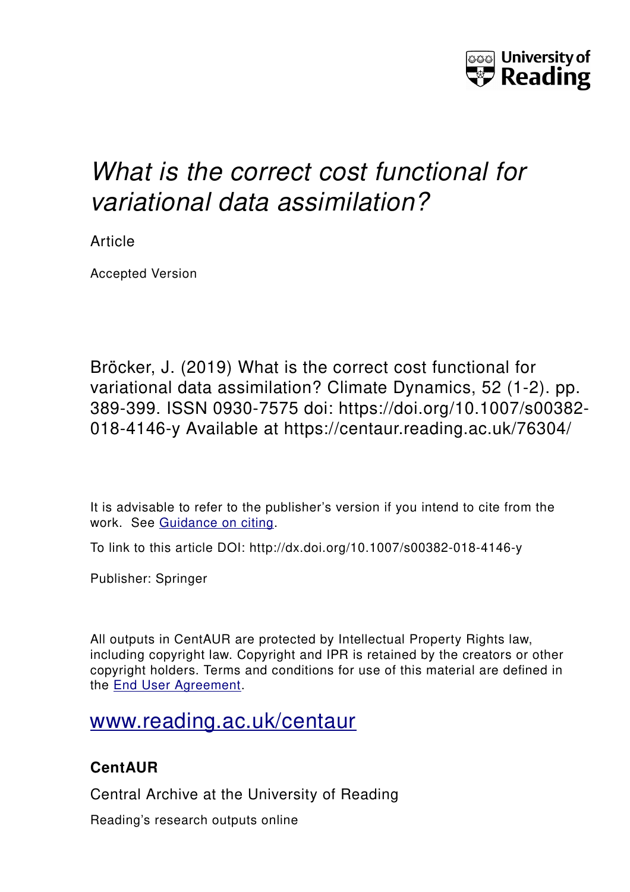University of Reading

# *What is the correct cost functional for variational data assimilation?*

Article

Accepted Version

Bröcker, J. (2019) What is the correct cost functional for variational data assimilation? Climate Dynamics, 52 (1-2). pp. 389-399. ISSN 0930-7575 doi: https://doi.org/10.1007/s00382-018-4146-y Available at https://centaur.reading.ac.uk/76304/

It is advisable to refer to the publisher's version if you intend to cite from the work. See Guidance on citing.

To link to this article DOI: http://dx.doi.org/10.1007/s00382-018-4146-y

Publisher: Springer

All outputs in CentAUR are protected by Intellectual Property Rights law, including copyright law. Copyright and IPR is retained by the creators or other copyright holders. Terms and conditions for use of this material are defined in the End User Agreement.

www.reading.ac.uk/centaur

**CentAUR**

Central Archive at the University of Reading

Reading's research outputs online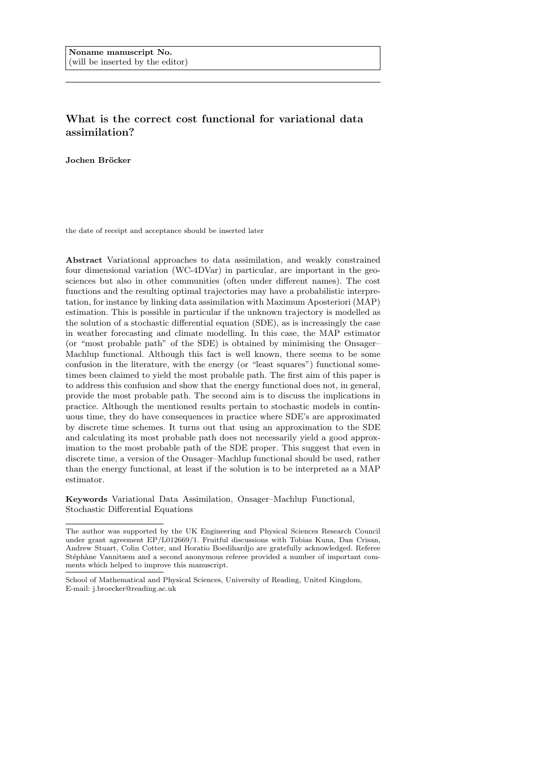Noname manuscript No.
(will be inserted by the editor)

# What is the correct cost functional for variational data assimilation?

**Jochen Bröcker**

the date of receipt and acceptance should be inserted later

**Abstract** Variational approaches to data assimilation, and weakly constrained four dimensional variation (WC-4DVar) in particular, are important in the geosciences but also in other communities (often under different names). The cost functions and the resulting optimal trajectories may have a probabilistic interpretation, for instance by linking data assimilation with Maximum Aposteriori (MAP) estimation. This is possible in particular if the unknown trajectory is modelled as the solution of a stochastic differential equation (SDE), as is increasingly the case in weather forecasting and climate modelling. In this case, the MAP estimator (or "most probable path" of the SDE) is obtained by minimising the Onsager–Machlup functional. Although this fact is well known, there seems to be some confusion in the literature, with the energy (or "least squares") functional sometimes been claimed to yield the most probable path. The first aim of this paper is to address this confusion and show that the energy functional does not, in general, provide the most probable path. The second aim is to discuss the implications in practice. Although the mentioned results pertain to stochastic models in continuous time, they do have consequences in practice where SDE's are approximated by discrete time schemes. It turns out that using an approximation to the SDE and calculating its most probable path does not necessarily yield a good approximation to the most probable path of the SDE proper. This suggest that even in discrete time, a version of the Onsager–Machlup functional should be used, rather than the energy functional, at least if the solution is to be interpreted as a MAP estimator.

**Keywords** Variational Data Assimilation, Onsager–Machlup Functional, Stochastic Differential Equations

The author was supported by the UK Engineering and Physical Sciences Research Council under grant agreement EP/L012669/1. Fruitful discussions with Tobias Kuna, Dan Crisan, Andrew Stuart, Colin Cotter, and Horatio Boedihardjo are gratefully acknowledged. Referee Stéphàne Vannitsem and a second anonymous referee provided a number of important comments which helped to improve this manuscript.

School of Mathematical and Physical Sciences, University of Reading, United Kingdom,
E-mail: j.broecker@reading.ac.uk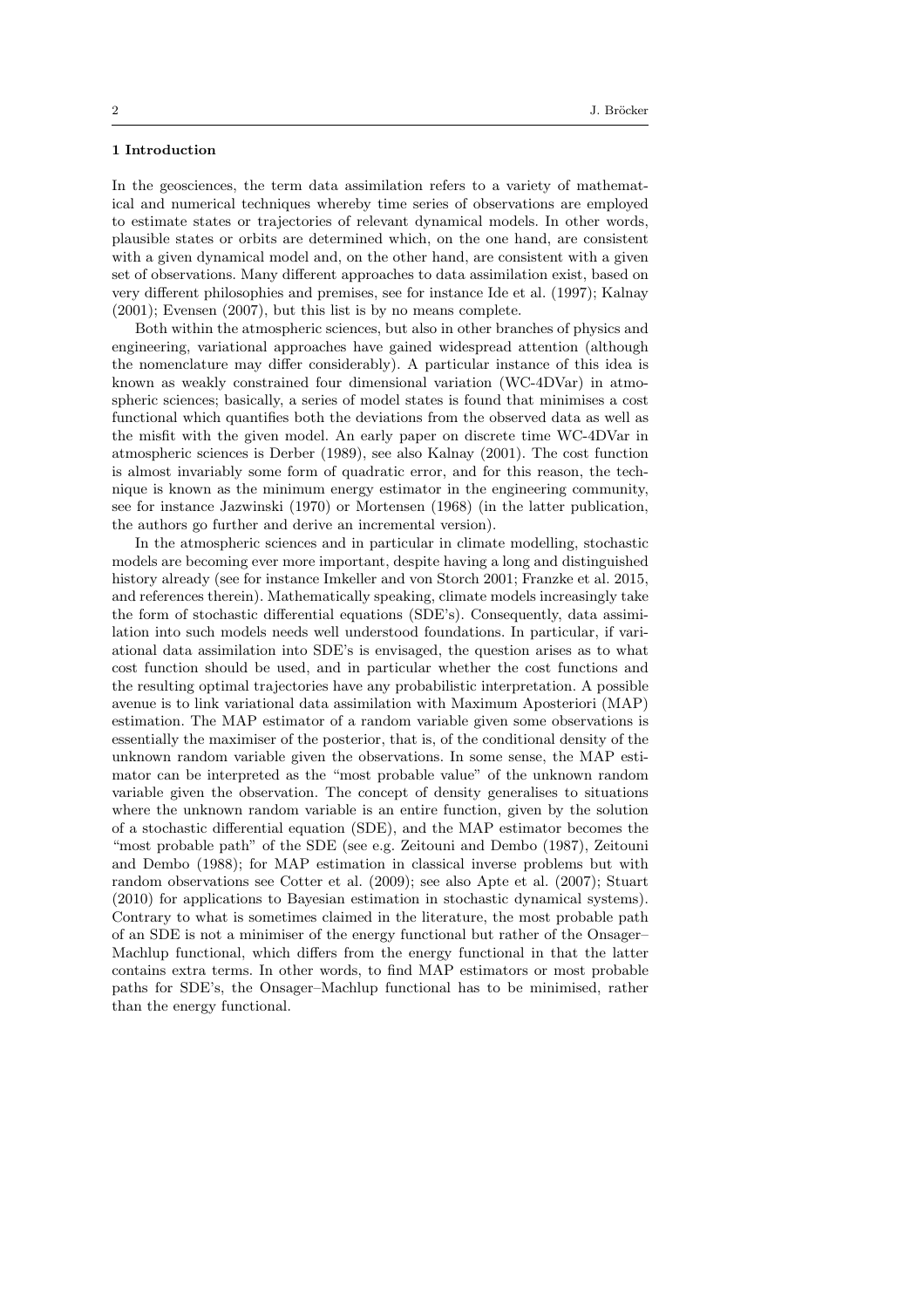## 1 Introduction

In the geosciences, the term data assimilation refers to a variety of mathematical and numerical techniques whereby time series of observations are employed to estimate states or trajectories of relevant dynamical models. In other words, plausible states or orbits are determined which, on the one hand, are consistent with a given dynamical model and, on the other hand, are consistent with a given set of observations. Many different approaches to data assimilation exist, based on very different philosophies and premises, see for instance Ide et al. (1997); Kalnay (2001); Evensen (2007), but this list is by no means complete.

Both within the atmospheric sciences, but also in other branches of physics and engineering, variational approaches have gained widespread attention (although the nomenclature may differ considerably). A particular instance of this idea is known as weakly constrained four dimensional variation (WC-4DVar) in atmospheric sciences; basically, a series of model states is found that minimises a cost functional which quantifies both the deviations from the observed data as well as the misfit with the given model. An early paper on discrete time WC-4DVar in atmospheric sciences is Derber (1989), see also Kalnay (2001). The cost function is almost invariably some form of quadratic error, and for this reason, the technique is known as the minimum energy estimator in the engineering community, see for instance Jazwinski (1970) or Mortensen (1968) (in the latter publication, the authors go further and derive an incremental version).

In the atmospheric sciences and in particular in climate modelling, stochastic models are becoming ever more important, despite having a long and distinguished history already (see for instance Imkeller and von Storch 2001; Franzke et al. 2015, and references therein). Mathematically speaking, climate models increasingly take the form of stochastic differential equations (SDE's). Consequently, data assimilation into such models needs well understood foundations. In particular, if variational data assimilation into SDE's is envisaged, the question arises as to what cost function should be used, and in particular whether the cost functions and the resulting optimal trajectories have any probabilistic interpretation. A possible avenue is to link variational data assimilation with Maximum Aposteriori (MAP) estimation. The MAP estimator of a random variable given some observations is essentially the maximiser of the posterior, that is, of the conditional density of the unknown random variable given the observations. In some sense, the MAP estimator can be interpreted as the "most probable value" of the unknown random variable given the observation. The concept of density generalises to situations where the unknown random variable is an entire function, given by the solution of a stochastic differential equation (SDE), and the MAP estimator becomes the "most probable path" of the SDE (see e.g. Zeitouni and Dembo (1987), Zeitouni and Dembo (1988); for MAP estimation in classical inverse problems but with random observations see Cotter et al. (2009); see also Apte et al. (2007); Stuart (2010) for applications to Bayesian estimation in stochastic dynamical systems). Contrary to what is sometimes claimed in the literature, the most probable path of an SDE is not a minimiser of the energy functional but rather of the Onsager–Machlup functional, which differs from the energy functional in that the latter contains extra terms. In other words, to find MAP estimators or most probable paths for SDE's, the Onsager–Machlup functional has to be minimised, rather than the energy functional.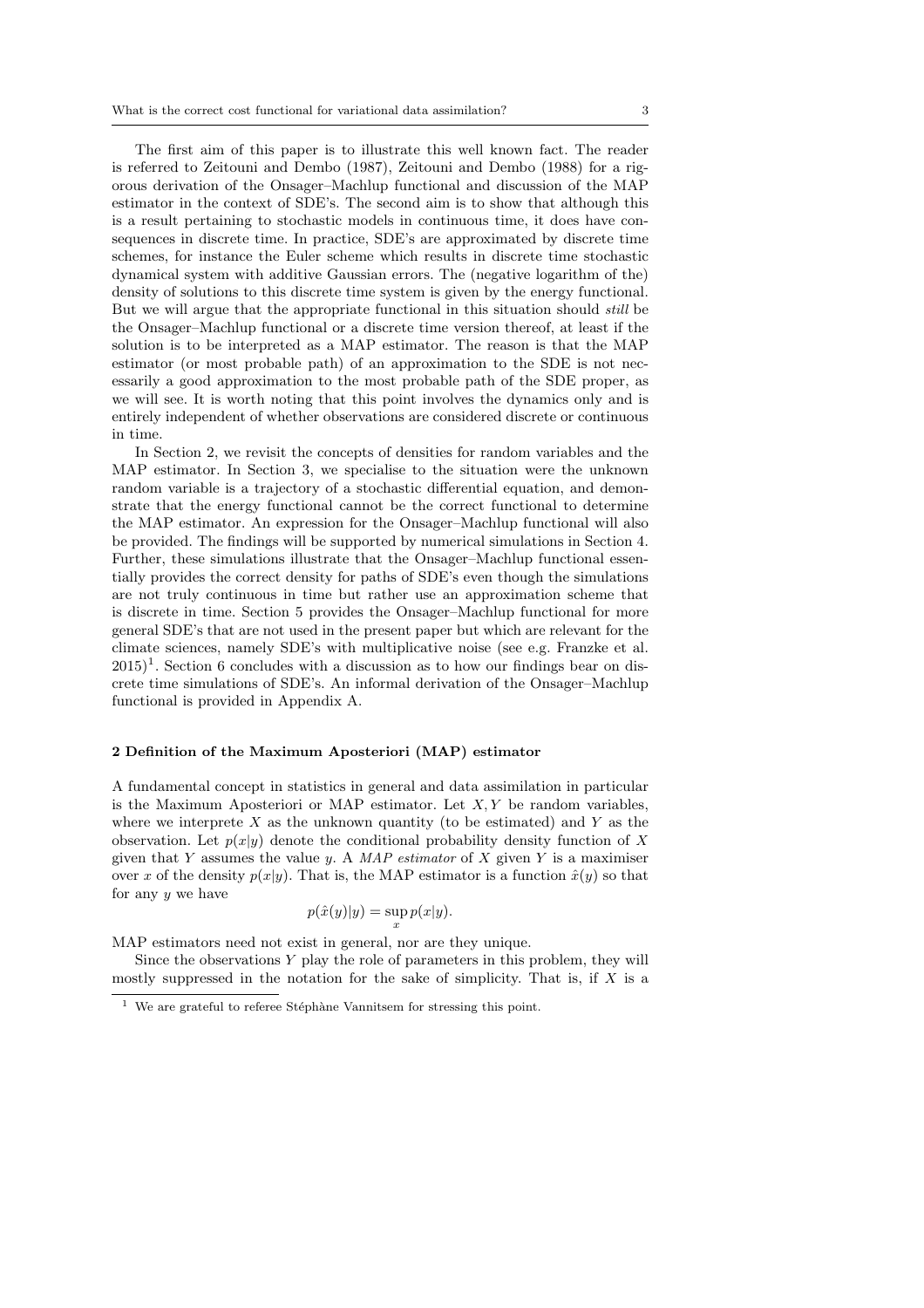The first aim of this paper is to illustrate this well known fact. The reader is referred to Zeitouni and Dembo (1987), Zeitouni and Dembo (1988) for a rigorous derivation of the Onsager–Machlup functional and discussion of the MAP estimator in the context of SDE's. The second aim is to show that although this is a result pertaining to stochastic models in continuous time, it does have consequences in discrete time. In practice, SDE's are approximated by discrete time schemes, for instance the Euler scheme which results in discrete time stochastic dynamical system with additive Gaussian errors. The (negative logarithm of the) density of solutions to this discrete time system is given by the energy functional. But we will argue that the appropriate functional in this situation should *still* be the Onsager–Machlup functional or a discrete time version thereof, at least if the solution is to be interpreted as a MAP estimator. The reason is that the MAP estimator (or most probable path) of an approximation to the SDE is not necessarily a good approximation to the most probable path of the SDE proper, as we will see. It is worth noting that this point involves the dynamics only and is entirely independent of whether observations are considered discrete or continuous in time.

In Section 2, we revisit the concepts of densities for random variables and the MAP estimator. In Section 3, we specialise to the situation were the unknown random variable is a trajectory of a stochastic differential equation, and demonstrate that the energy functional cannot be the correct functional to determine the MAP estimator. An expression for the Onsager–Machlup functional will also be provided. The findings will be supported by numerical simulations in Section 4. Further, these simulations illustrate that the Onsager–Machlup functional essentially provides the correct density for paths of SDE's even though the simulations are not truly continuous in time but rather use an approximation scheme that is discrete in time. Section 5 provides the Onsager–Machlup functional for more general SDE's that are not used in the present paper but which are relevant for the climate sciences, namely SDE's with multiplicative noise (see e.g. Franzke et al. 2015)[1]. Section 6 concludes with a discussion as to how our findings bear on discrete time simulations of SDE's. An informal derivation of the Onsager–Machlup functional is provided in Appendix A.

## 2 Definition of the Maximum Aposteriori (MAP) estimator

A fundamental concept in statistics in general and data assimilation in particular is the Maximum Aposteriori or MAP estimator. Let $X, Y$ be random variables, where we interprete $X$ as the unknown quantity (to be estimated) and $Y$ as the observation. Let $p(x|y)$ denote the conditional probability density function of $X$ given that $Y$ assumes the value $y$. A *MAP estimator* of $X$ given $Y$ is a maximiser over $x$ of the density $p(x|y)$. That is, the MAP estimator is a function $\hat{x}(y)$ so that for any $y$ we have

$$p(\hat{x}(y)|y) = \sup_x p(x|y).$$

MAP estimators need not exist in general, nor are they unique.

Since the observations $Y$ play the role of parameters in this problem, they will mostly suppressed in the notation for the sake of simplicity. That is, if $X$ is a

[1] We are grateful to referee Stéphàne Vannitsem for stressing this point.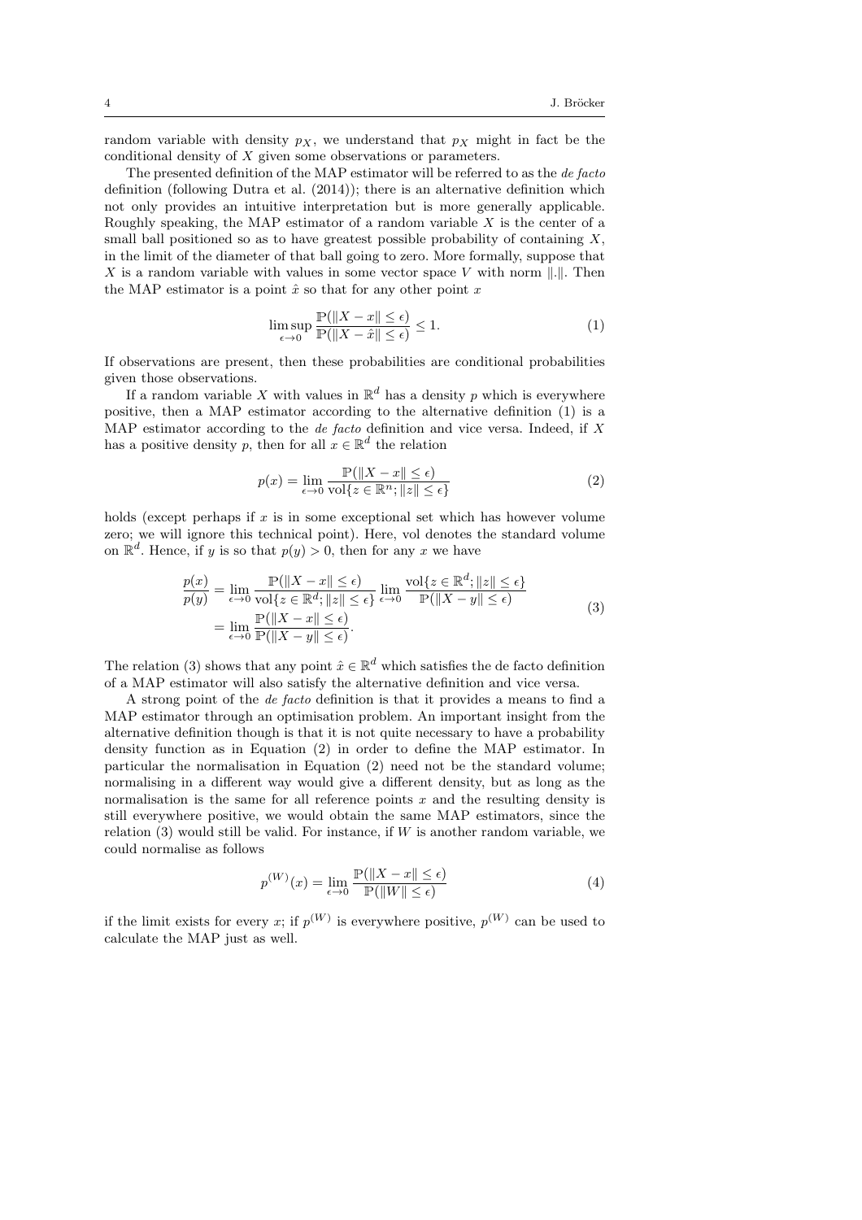random variable with density $p_X$, we understand that $p_X$ might in fact be the conditional density of $X$ given some observations or parameters.

The presented definition of the MAP estimator will be referred to as the *de facto* definition (following Dutra et al. (2014)); there is an alternative definition which not only provides an intuitive interpretation but is more generally applicable. Roughly speaking, the MAP estimator of a random variable $X$ is the center of a small ball positioned so as to have greatest possible probability of containing $X$, in the limit of the diameter of that ball going to zero. More formally, suppose that $X$ is a random variable with values in some vector space $V$ with norm $\|.\|$. Then the MAP estimator is a point $\hat{x}$ so that for any other point $x$

$$\limsup_{\epsilon \to 0} \frac{\mathbb{P}(\|X - x\| \leq \epsilon)}{\mathbb{P}(\|X - \hat{x}\| \leq \epsilon)} \leq 1. \tag{1}$$

If observations are present, then these probabilities are conditional probabilities given those observations.

If a random variable $X$ with values in $\mathbb{R}^d$ has a density $p$ which is everywhere positive, then a MAP estimator according to the alternative definition (1) is a MAP estimator according to the *de facto* definition and vice versa. Indeed, if $X$ has a positive density $p$, then for all $x \in \mathbb{R}^d$ the relation

$$p(x) = \lim_{\epsilon \to 0} \frac{\mathbb{P}(\|X - x\| \leq \epsilon)}{\mathrm{vol}\{z \in \mathbb{R}^n; \|z\| \leq \epsilon\}} \tag{2}$$

holds (except perhaps if $x$ is in some exceptional set which has however volume zero; we will ignore this technical point). Here, vol denotes the standard volume on $\mathbb{R}^d$. Hence, if $y$ is so that $p(y) > 0$, then for any $x$ we have

$$\begin{aligned} \frac{p(x)}{p(y)} &= \lim_{\epsilon \to 0} \frac{\mathbb{P}(\|X - x\| \leq \epsilon)}{\mathrm{vol}\{z \in \mathbb{R}^d; \|z\| \leq \epsilon\}} \lim_{\epsilon \to 0} \frac{\mathrm{vol}\{z \in \mathbb{R}^d; \|z\| \leq \epsilon\}}{\mathbb{P}(\|X - y\| \leq \epsilon)} \\ &= \lim_{\epsilon \to 0} \frac{\mathbb{P}(\|X - x\| \leq \epsilon)}{\mathbb{P}(\|X - y\| \leq \epsilon)}. \end{aligned} \tag{3}$$

The relation (3) shows that any point $\hat{x} \in \mathbb{R}^d$ which satisfies the de facto definition of a MAP estimator will also satisfy the alternative definition and vice versa.

A strong point of the *de facto* definition is that it provides a means to find a MAP estimator through an optimisation problem. An important insight from the alternative definition though is that it is not quite necessary to have a probability density function as in Equation (2) in order to define the MAP estimator. In particular the normalisation in Equation (2) need not be the standard volume; normalising in a different way would give a different density, but as long as the normalisation is the same for all reference points $x$ and the resulting density is still everywhere positive, we would obtain the same MAP estimators, since the relation (3) would still be valid. For instance, if $W$ is another random variable, we could normalise as follows

$$p^{(W)}(x) = \lim_{\epsilon \to 0} \frac{\mathbb{P}(\|X - x\| \leq \epsilon)}{\mathbb{P}(\|W\| \leq \epsilon)} \tag{4}$$

if the limit exists for every $x$; if $p^{(W)}$ is everywhere positive, $p^{(W)}$ can be used to calculate the MAP just as well.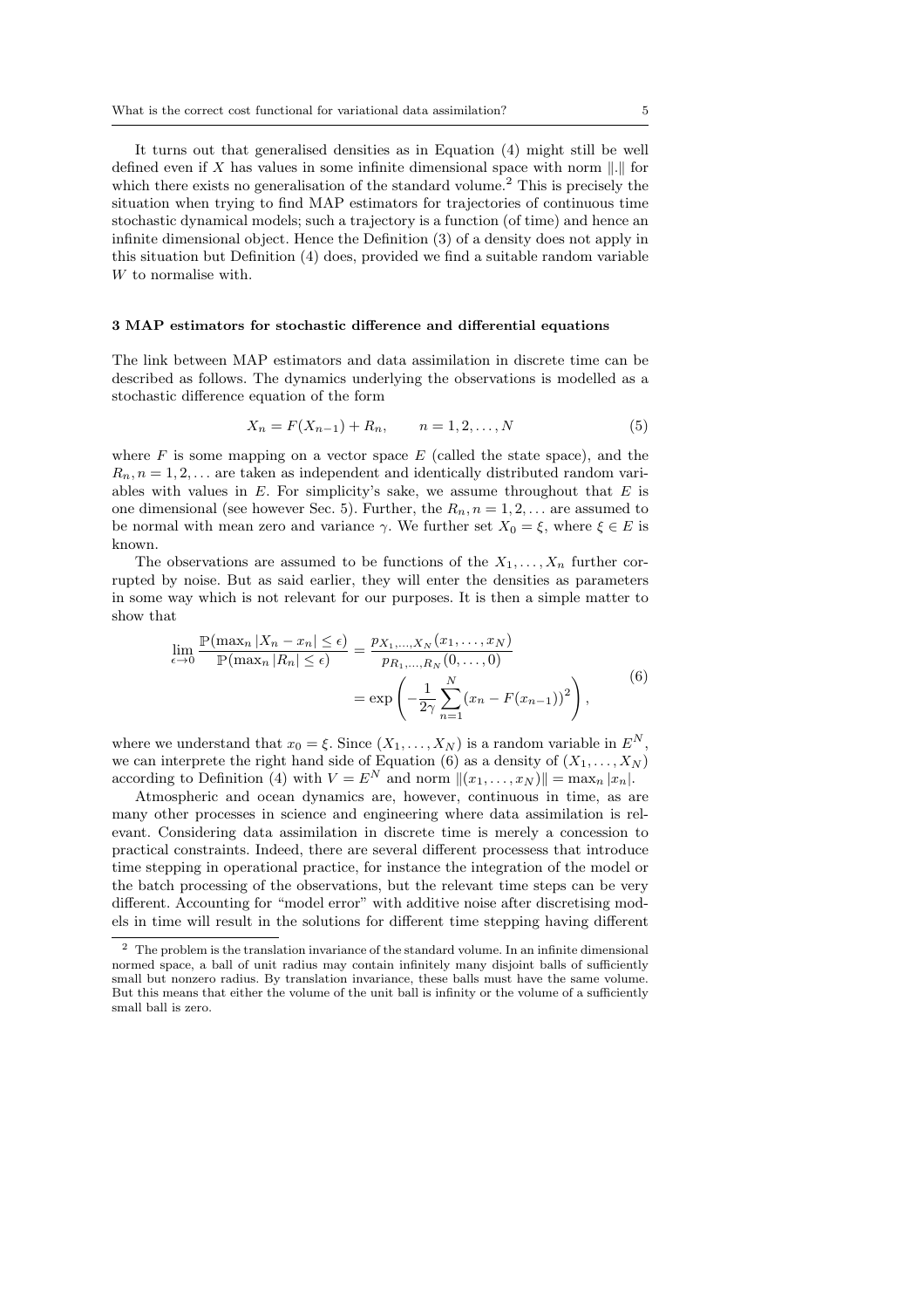It turns out that generalised densities as in Equation (4) might still be well defined even if $X$ has values in some infinite dimensional space with norm $\|.\|$ for which there exists no generalisation of the standard volume.[2] This is precisely the situation when trying to find MAP estimators for trajectories of continuous time stochastic dynamical models; such a trajectory is a function (of time) and hence an infinite dimensional object. Hence the Definition (3) of a density does not apply in this situation but Definition (4) does, provided we find a suitable random variable $W$ to normalise with.

## 3 MAP estimators for stochastic difference and differential equations

The link between MAP estimators and data assimilation in discrete time can be described as follows. The dynamics underlying the observations is modelled as a stochastic difference equation of the form

$$X_n = F(X_{n-1}) + R_n, \qquad n = 1, 2, \ldots, N \tag{5}$$

where $F$ is some mapping on a vector space $E$ (called the state space), and the $R_n, n = 1, 2, \ldots$ are taken as independent and identically distributed random variables with values in $E$. For simplicity's sake, we assume throughout that $E$ is one dimensional (see however Sec. 5). Further, the $R_n, n = 1, 2, \ldots$ are assumed to be normal with mean zero and variance $\gamma$. We further set $X_0 = \xi$, where $\xi \in E$ is known.

The observations are assumed to be functions of the $X_1, \ldots, X_n$ further corrupted by noise. But as said earlier, they will enter the densities as parameters in some way which is not relevant for our purposes. It is then a simple matter to show that

$$\begin{aligned}
\lim_{\epsilon \to 0} \frac{\mathbb{P}(\max_n |X_n - x_n| \le \epsilon)}{\mathbb{P}(\max_n |R_n| \le \epsilon)} &= \frac{p_{X_1,\ldots,X_N}(x_1, \ldots, x_N)}{p_{R_1,\ldots,R_N}(0, \ldots, 0)} \\
&= \exp\left( -\frac{1}{2\gamma} \sum_{n=1}^{N} (x_n - F(x_{n-1}))^2 \right),
\end{aligned} \tag{6}$$

where we understand that $x_0 = \xi$. Since $(X_1, \ldots, X_N)$ is a random variable in $E^N$, we can interprete the right hand side of Equation (6) as a density of $(X_1, \ldots, X_N)$ according to Definition (4) with $V = E^N$ and norm $\|(x_1, \ldots, x_N)\| = \max_n |x_n|$.

Atmospheric and ocean dynamics are, however, continuous in time, as are many other processes in science and engineering where data assimilation is relevant. Considering data assimilation in discrete time is merely a concession to practical constraints. Indeed, there are several different processess that introduce time stepping in operational practice, for instance the integration of the model or the batch processing of the observations, but the relevant time steps can be very different. Accounting for "model error" with additive noise after discretising models in time will result in the solutions for different time stepping having different

[2] The problem is the translation invariance of the standard volume. In an infinite dimensional normed space, a ball of unit radius may contain infinitely many disjoint balls of sufficiently small but nonzero radius. By translation invariance, these balls must have the same volume. But this means that either the volume of the unit ball is infinity or the volume of a sufficiently small ball is zero.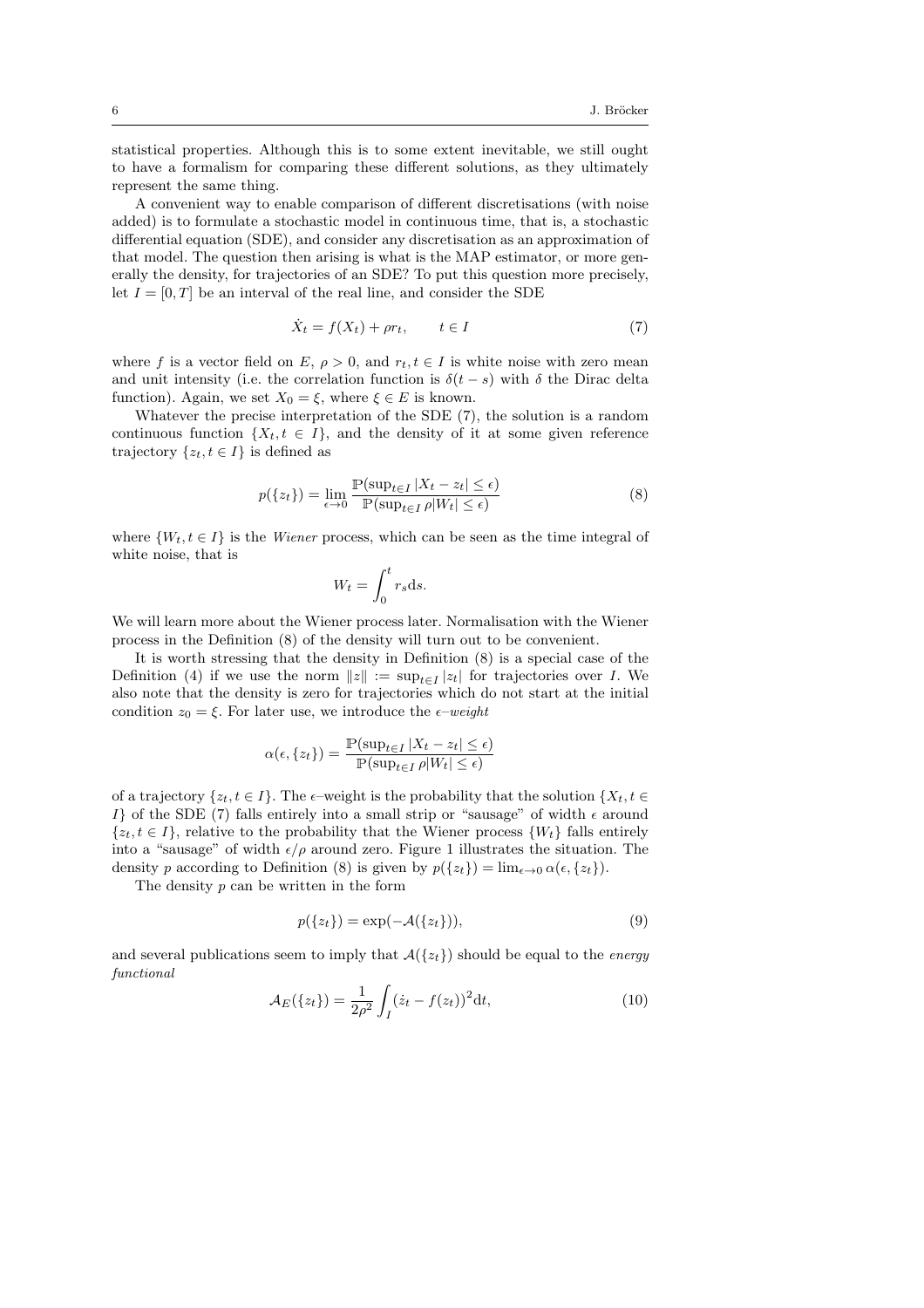statistical properties. Although this is to some extent inevitable, we still ought to have a formalism for comparing these different solutions, as they ultimately represent the same thing.

A convenient way to enable comparison of different discretisations (with noise added) is to formulate a stochastic model in continuous time, that is, a stochastic differential equation (SDE), and consider any discretisation as an approximation of that model. The question then arising is what is the MAP estimator, or more generally the density, for trajectories of an SDE? To put this question more precisely, let $I = [0, T]$ be an interval of the real line, and consider the SDE

$$\dot{X}_t = f(X_t) + \rho r_t, \qquad t \in I \tag{7}$$

where $f$ is a vector field on $E$, $\rho > 0$, and $r_t, t \in I$ is white noise with zero mean and unit intensity (i.e. the correlation function is $\delta(t-s)$ with $\delta$ the Dirac delta function). Again, we set $X_0 = \xi$, where $\xi \in E$ is known.

Whatever the precise interpretation of the SDE (7), the solution is a random continuous function $\{X_t, t \in I\}$, and the density of it at some given reference trajectory $\{z_t, t \in I\}$ is defined as

$$p(\{z_t\}) = \lim_{\epsilon \to 0} \frac{\mathbb{P}(\sup_{t \in I} |X_t - z_t| \leq \epsilon)}{\mathbb{P}(\sup_{t \in I} \rho |W_t| \leq \epsilon)} \tag{8}$$

where $\{W_t, t \in I\}$ is the *Wiener* process, which can be seen as the time integral of white noise, that is

$$W_t = \int_0^t r_s \mathrm{d}s.$$

We will learn more about the Wiener process later. Normalisation with the Wiener process in the Definition (8) of the density will turn out to be convenient.

It is worth stressing that the density in Definition (8) is a special case of the Definition (4) if we use the norm $\|z\| := \sup_{t \in I} |z_t|$ for trajectories over $I$. We also note that the density is zero for trajectories which do not start at the initial condition $z_0 = \xi$. For later use, we introduce the *$\epsilon$–weight*

$$\alpha(\epsilon, \{z_t\}) = \frac{\mathbb{P}(\sup_{t \in I} |X_t - z_t| \leq \epsilon)}{\mathbb{P}(\sup_{t \in I} \rho |W_t| \leq \epsilon)}$$

of a trajectory $\{z_t, t \in I\}$. The $\epsilon$–weight is the probability that the solution $\{X_t, t \in I\}$ of the SDE (7) falls entirely into a small strip or "sausage" of width $\epsilon$ around $\{z_t, t \in I\}$, relative to the probability that the Wiener process $\{W_t\}$ falls entirely into a "sausage" of width $\epsilon/\rho$ around zero. Figure 1 illustrates the situation. The density $p$ according to Definition (8) is given by $p(\{z_t\}) = \lim_{\epsilon \to 0} \alpha(\epsilon, \{z_t\})$.

The density $p$ can be written in the form

$$p(\{z_t\}) = \exp(-\mathcal{A}(\{z_t\})), \tag{9}$$

and several publications seem to imply that $\mathcal{A}(\{z_t\})$ should be equal to the *energy functional*

$$\mathcal{A}_E(\{z_t\}) = \frac{1}{2\rho^2} \int_I (\dot{z}_t - f(z_t))^2 \mathrm{d}t, \tag{10}$$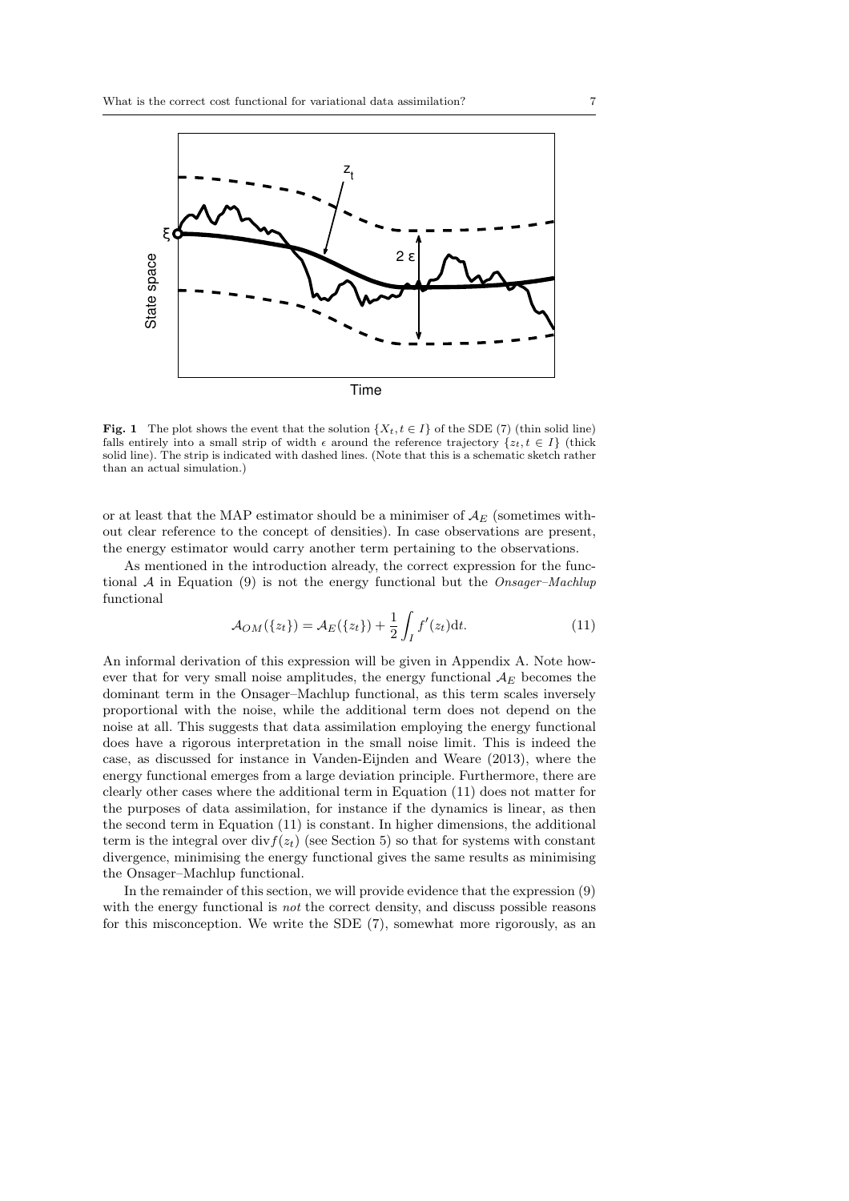**Fig. 1** The plot shows the event that the solution $\{X_t, t \in I\}$ of the SDE (7) (thin solid line) falls entirely into a small strip of width $\epsilon$ around the reference trajectory $\{z_t, t \in I\}$ (thick solid line). The strip is indicated with dashed lines. (Note that this is a schematic sketch rather than an actual simulation.)

or at least that the MAP estimator should be a minimiser of $\mathcal{A}_E$ (sometimes without clear reference to the concept of densities). In case observations are present, the energy estimator would carry another term pertaining to the observations.

As mentioned in the introduction already, the correct expression for the functional $\mathcal{A}$ in Equation (9) is not the energy functional but the *Onsager–Machlup* functional

$$\mathcal{A}_{OM}(\{z_t\}) = \mathcal{A}_E(\{z_t\}) + \frac{1}{2}\int_I f'(z_t)\mathrm{d}t. \tag{11}$$

An informal derivation of this expression will be given in Appendix A. Note however that for very small noise amplitudes, the energy functional $\mathcal{A}_E$ becomes the dominant term in the Onsager–Machlup functional, as this term scales inversely proportional with the noise, while the additional term does not depend on the noise at all. This suggests that data assimilation employing the energy functional does have a rigorous interpretation in the small noise limit. This is indeed the case, as discussed for instance in Vanden-Eijnden and Weare (2013), where the energy functional emerges from a large deviation principle. Furthermore, there are clearly other cases where the additional term in Equation (11) does not matter for the purposes of data assimilation, for instance if the dynamics is linear, as then the second term in Equation (11) is constant. In higher dimensions, the additional term is the integral over $\mathrm{div} f(z_t)$ (see Section 5) so that for systems with constant divergence, minimising the energy functional gives the same results as minimising the Onsager–Machlup functional.

In the remainder of this section, we will provide evidence that the expression (9) with the energy functional is *not* the correct density, and discuss possible reasons for this misconception. We write the SDE (7), somewhat more rigorously, as an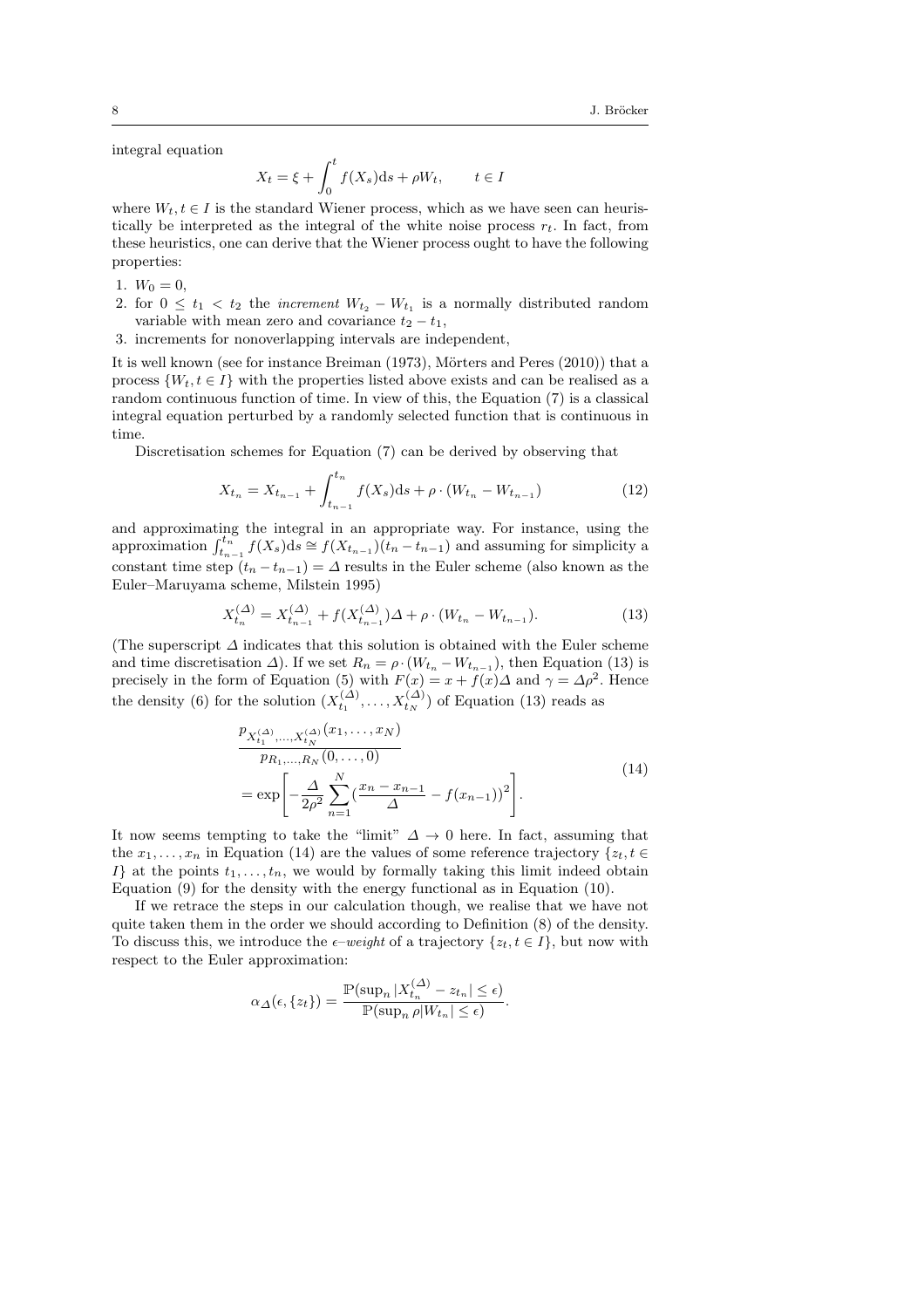integral equation

$$X_t = \xi + \int_0^t f(X_s)\mathrm{d}s + \rho W_t, \qquad t \in I$$

where $W_t, t \in I$ is the standard Wiener process, which as we have seen can heuristically be interpreted as the integral of the white noise process $r_t$. In fact, from these heuristics, one can derive that the Wiener process ought to have the following properties:

1. $W_0 = 0$,
2. for $0 \leq t_1 < t_2$ the *increment* $W_{t_2} - W_{t_1}$ is a normally distributed random variable with mean zero and covariance $t_2 - t_1$,
3. increments for nonoverlapping intervals are independent,

It is well known (see for instance Breiman (1973), Mörters and Peres (2010)) that a process $\{W_t, t \in I\}$ with the properties listed above exists and can be realised as a random continuous function of time. In view of this, the Equation (7) is a classical integral equation perturbed by a randomly selected function that is continuous in time.

Discretisation schemes for Equation (7) can be derived by observing that

$$X_{t_n} = X_{t_{n-1}} + \int_{t_{n-1}}^{t_n} f(X_s)\mathrm{d}s + \rho \cdot (W_{t_n} - W_{t_{n-1}}) \tag{12}$$

and approximating the integral in an appropriate way. For instance, using the approximation $\int_{t_{n-1}}^{t_n} f(X_s)\mathrm{d}s \cong f(X_{t_{n-1}})(t_n - t_{n-1})$ and assuming for simplicity a constant time step $(t_n - t_{n-1}) = \varDelta$ results in the Euler scheme (also known as the Euler–Maruyama scheme, Milstein 1995)

$$X_{t_n}^{(\varDelta)} = X_{t_{n-1}}^{(\varDelta)} + f(X_{t_{n-1}}^{(\varDelta)})\varDelta + \rho \cdot (W_{t_n} - W_{t_{n-1}}). \tag{13}$$

(The superscript $\varDelta$ indicates that this solution is obtained with the Euler scheme and time discretisation $\varDelta$). If we set $R_n = \rho \cdot (W_{t_n} - W_{t_{n-1}})$, then Equation (13) is precisely in the form of Equation (5) with $F(x) = x + f(x)\varDelta$ and $\gamma = \varDelta\rho^2$. Hence the density (6) for the solution $(X_{t_1}^{(\varDelta)}, \ldots, X_{t_N}^{(\varDelta)})$ of Equation (13) reads as

$$\begin{aligned} &\frac{p_{X_{t_1}^{(\varDelta)}, \ldots, X_{t_N}^{(\varDelta)}}(x_1, \ldots, x_N)}{p_{R_1, \ldots, R_N}(0, \ldots, 0)} \\ &= \exp\left[ -\frac{\varDelta}{2\rho^2} \sum_{n=1}^{N} \left(\frac{x_n - x_{n-1}}{\varDelta} - f(x_{n-1})\right)^2 \right]. \end{aligned} \tag{14}$$

It now seems tempting to take the "limit" $\varDelta \to 0$ here. In fact, assuming that the $x_1, \ldots, x_n$ in Equation (14) are the values of some reference trajectory $\{z_t, t \in I\}$ at the points $t_1, \ldots, t_n$, we would by formally taking this limit indeed obtain Equation (9) for the density with the energy functional as in Equation (10).

If we retrace the steps in our calculation though, we realise that we have not quite taken them in the order we should according to Definition (8) of the density. To discuss this, we introduce the *$\epsilon$–weight* of a trajectory $\{z_t, t \in I\}$, but now with respect to the Euler approximation:

$$\alpha_{\varDelta}(\epsilon, \{z_t\}) = \frac{\mathbb{P}(\sup_n |X_{t_n}^{(\varDelta)} - z_{t_n}| \leq \epsilon)}{\mathbb{P}(\sup_n \rho |W_{t_n}| \leq \epsilon)}.$$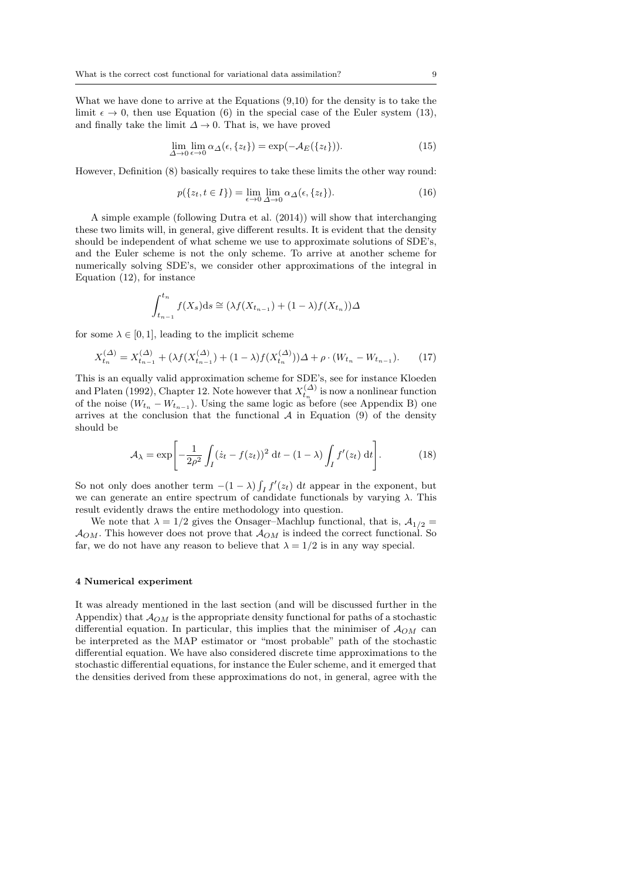What we have done to arrive at the Equations (9,10) for the density is to take the limit $\epsilon \to 0$, then use Equation (6) in the special case of the Euler system (13), and finally take the limit $\Delta \to 0$. That is, we have proved

$$\lim_{\Delta \to 0} \lim_{\epsilon \to 0} \alpha_\Delta(\epsilon, \{z_t\}) = \exp(-\mathcal{A}_E(\{z_t\})). \tag{15}$$

However, Definition (8) basically requires to take these limits the other way round:

$$p(\{z_t, t \in I\}) = \lim_{\epsilon \to 0} \lim_{\Delta \to 0} \alpha_\Delta(\epsilon, \{z_t\}). \tag{16}$$

A simple example (following Dutra et al. (2014)) will show that interchanging these two limits will, in general, give different results. It is evident that the density should be independent of what scheme we use to approximate solutions of SDE's, and the Euler scheme is not the only scheme. To arrive at another scheme for numerically solving SDE's, we consider other approximations of the integral in Equation (12), for instance

$$\int_{t_{n-1}}^{t_n} f(X_s) \mathrm{d}s \cong (\lambda f(X_{t_{n-1}}) + (1-\lambda) f(X_{t_n}))\Delta$$

for some $\lambda \in [0, 1]$, leading to the implicit scheme

$$X_{t_n}^{(\Delta)} = X_{t_{n-1}}^{(\Delta)} + (\lambda f(X_{t_{n-1}}^{(\Delta)}) + (1-\lambda) f(X_{t_n}^{(\Delta)}))\Delta + \rho \cdot (W_{t_n} - W_{t_{n-1}}). \tag{17}$$

This is an equally valid approximation scheme for SDE's, see for instance Kloeden and Platen (1992), Chapter 12. Note however that $X_{t_n}^{(\Delta)}$ is now a nonlinear function of the noise $(W_{t_n} - W_{t_{n-1}})$. Using the same logic as before (see Appendix B) one arrives at the conclusion that the functional $\mathcal{A}$ in Equation (9) of the density should be

$$\mathcal{A}_\lambda = \exp\left[ -\frac{1}{2\rho^2} \int_I (\dot{z}_t - f(z_t))^2 \,\mathrm{d}t - (1-\lambda) \int_I f'(z_t) \,\mathrm{d}t \right]. \tag{18}$$

So not only does another term $-(1-\lambda) \int_I f'(z_t) \,\mathrm{d}t$ appear in the exponent, but we can generate an entire spectrum of candidate functionals by varying $\lambda$. This result evidently draws the entire methodology into question.

We note that $\lambda = 1/2$ gives the Onsager–Machlup functional, that is, $\mathcal{A}_{1/2} = \mathcal{A}_{OM}$. This however does not prove that $\mathcal{A}_{OM}$ is indeed the correct functional. So far, we do not have any reason to believe that $\lambda = 1/2$ is in any way special.

## 4 Numerical experiment

It was already mentioned in the last section (and will be discussed further in the Appendix) that $\mathcal{A}_{OM}$ is the appropriate density functional for paths of a stochastic differential equation. In particular, this implies that the minimiser of $\mathcal{A}_{OM}$ can be interpreted as the MAP estimator or "most probable" path of the stochastic differential equation. We have also considered discrete time approximations to the stochastic differential equations, for instance the Euler scheme, and it emerged that the densities derived from these approximations do not, in general, agree with the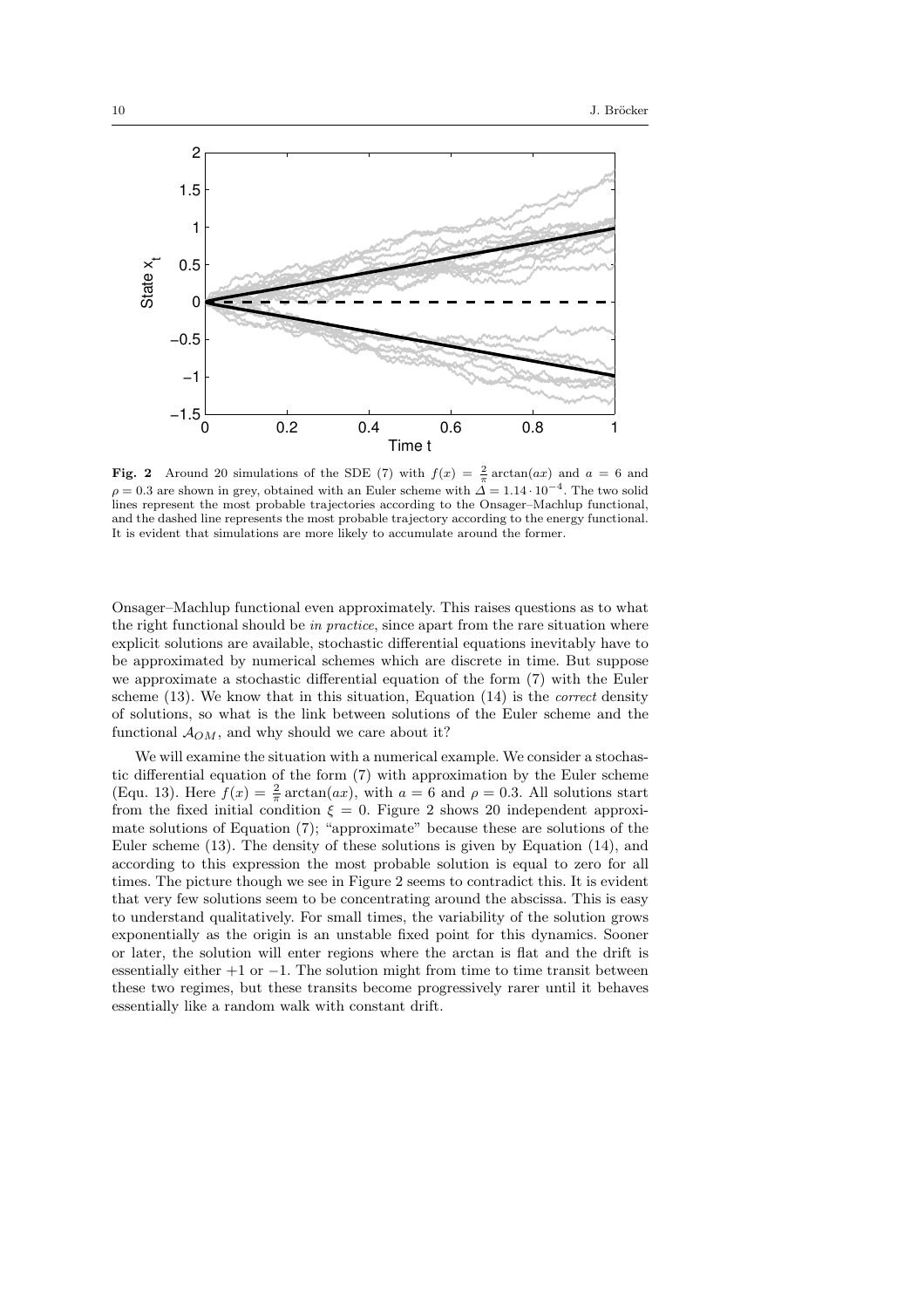**Fig. 2** Around 20 simulations of the SDE (7) with $f(x) = \frac{2}{\pi}\arctan(ax)$ and $a = 6$ and $\rho = 0.3$ are shown in grey, obtained with an Euler scheme with $\Delta = 1.14 \cdot 10^{-4}$. The two solid lines represent the most probable trajectories according to the Onsager–Machlup functional, and the dashed line represents the most probable trajectory according to the energy functional. It is evident that simulations are more likely to accumulate around the former.

Onsager–Machlup functional even approximately. This raises questions as to what the right functional should be *in practice*, since apart from the rare situation where explicit solutions are available, stochastic differential equations inevitably have to be approximated by numerical schemes which are discrete in time. But suppose we approximate a stochastic differential equation of the form (7) with the Euler scheme (13). We know that in this situation, Equation (14) is the *correct* density of solutions, so what is the link between solutions of the Euler scheme and the functional $\mathcal{A}_{OM}$, and why should we care about it?

We will examine the situation with a numerical example. We consider a stochastic differential equation of the form (7) with approximation by the Euler scheme (Equ. 13). Here $f(x) = \frac{2}{\pi}\arctan(ax)$, with $a = 6$ and $\rho = 0.3$. All solutions start from the fixed initial condition $\xi = 0$. Figure 2 shows 20 independent approximate solutions of Equation (7); "approximate" because these are solutions of the Euler scheme (13). The density of these solutions is given by Equation (14), and according to this expression the most probable solution is equal to zero for all times. The picture though we see in Figure 2 seems to contradict this. It is evident that very few solutions seem to be concentrating around the abscissa. This is easy to understand qualitatively. For small times, the variability of the solution grows exponentially as the origin is an unstable fixed point for this dynamics. Sooner or later, the solution will enter regions where the arctan is flat and the drift is essentially either $+1$ or $-1$. The solution might from time to time transit between these two regimes, but these transits become progressively rarer until it behaves essentially like a random walk with constant drift.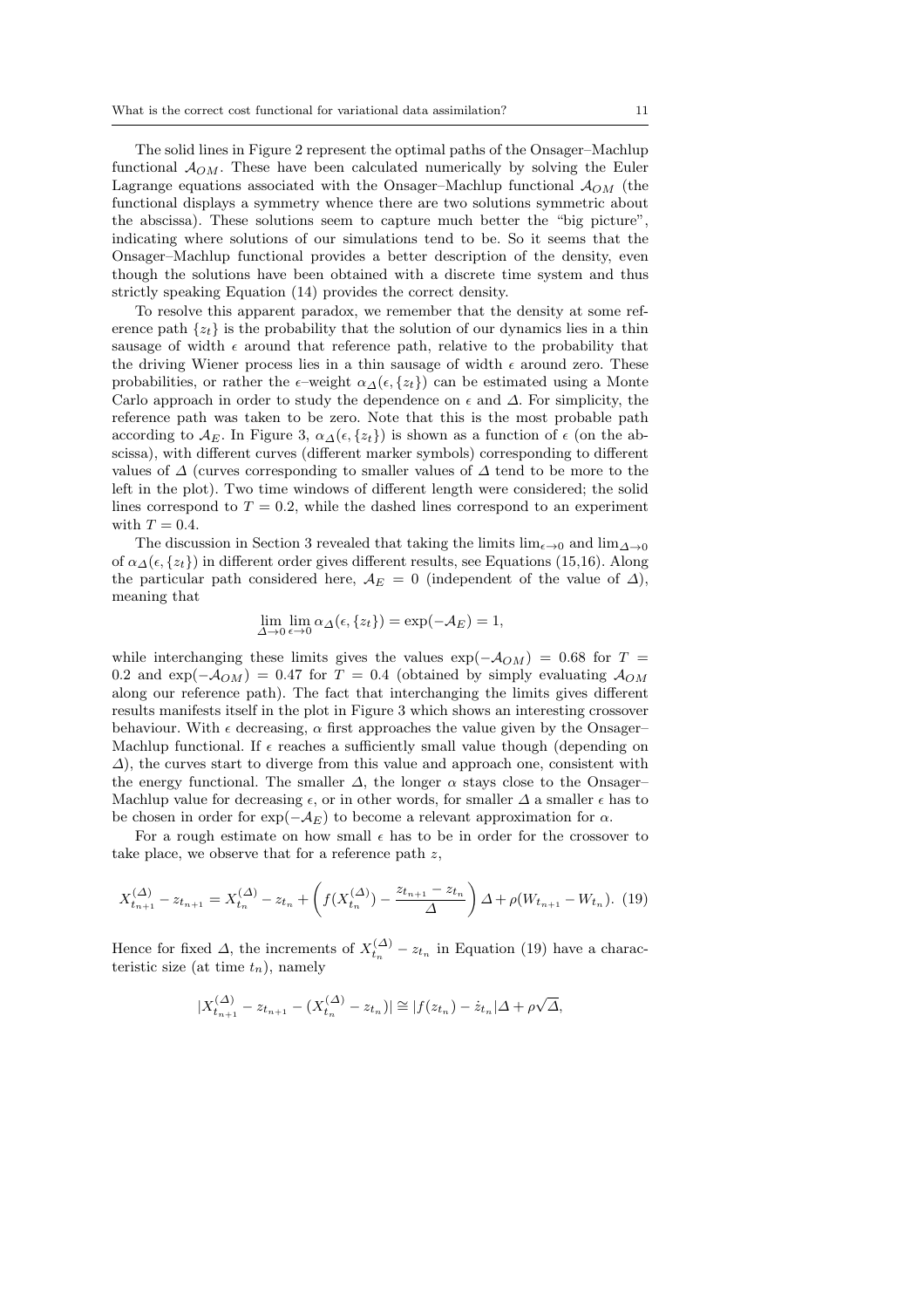The solid lines in Figure 2 represent the optimal paths of the Onsager–Machlup functional $\mathcal{A}_{OM}$. These have been calculated numerically by solving the Euler Lagrange equations associated with the Onsager–Machlup functional $\mathcal{A}_{OM}$ (the functional displays a symmetry whence there are two solutions symmetric about the abscissa). These solutions seem to capture much better the "big picture", indicating where solutions of our simulations tend to be. So it seems that the Onsager–Machlup functional provides a better description of the density, even though the solutions have been obtained with a discrete time system and thus strictly speaking Equation (14) provides the correct density.

To resolve this apparent paradox, we remember that the density at some reference path $\{z_t\}$ is the probability that the solution of our dynamics lies in a thin sausage of width $\epsilon$ around that reference path, relative to the probability that the driving Wiener process lies in a thin sausage of width $\epsilon$ around zero. These probabilities, or rather the $\epsilon$–weight $\alpha_\Delta(\epsilon, \{z_t\})$ can be estimated using a Monte Carlo approach in order to study the dependence on $\epsilon$ and $\Delta$. For simplicity, the reference path was taken to be zero. Note that this is the most probable path according to $\mathcal{A}_E$. In Figure 3, $\alpha_\Delta(\epsilon, \{z_t\})$ is shown as a function of $\epsilon$ (on the abscissa), with different curves (different marker symbols) corresponding to different values of $\Delta$ (curves corresponding to smaller values of $\Delta$ tend to be more to the left in the plot). Two time windows of different length were considered; the solid lines correspond to $T = 0.2$, while the dashed lines correspond to an experiment with $T = 0.4$.

The discussion in Section 3 revealed that taking the limits $\lim_{\epsilon\to 0}$ and $\lim_{\Delta\to 0}$ of $\alpha_\Delta(\epsilon, \{z_t\})$ in different order gives different results, see Equations (15,16). Along the particular path considered here, $\mathcal{A}_E = 0$ (independent of the value of $\Delta$), meaning that

$$\lim_{\Delta\to 0}\lim_{\epsilon\to 0}\alpha_\Delta(\epsilon, \{z_t\}) = \exp(-\mathcal{A}_E) = 1,$$

while interchanging these limits gives the values $\exp(-\mathcal{A}_{OM}) = 0.68$ for $T = 0.2$ and $\exp(-\mathcal{A}_{OM}) = 0.47$ for $T = 0.4$ (obtained by simply evaluating $\mathcal{A}_{OM}$ along our reference path). The fact that interchanging the limits gives different results manifests itself in the plot in Figure 3 which shows an interesting crossover behaviour. With $\epsilon$ decreasing, $\alpha$ first approaches the value given by the Onsager–Machlup functional. If $\epsilon$ reaches a sufficiently small value though (depending on $\Delta$), the curves start to diverge from this value and approach one, consistent with the energy functional. The smaller $\Delta$, the longer $\alpha$ stays close to the Onsager–Machlup value for decreasing $\epsilon$, or in other words, for smaller $\Delta$ a smaller $\epsilon$ has to be chosen in order for $\exp(-\mathcal{A}_E)$ to become a relevant approximation for $\alpha$.

For a rough estimate on how small $\epsilon$ has to be in order for the crossover to take place, we observe that for a reference path $z$,

$$X^{(\Delta)}_{t_{n+1}} - z_{t_{n+1}} = X^{(\Delta)}_{t_n} - z_{t_n} + \left( f(X^{(\Delta)}_{t_n}) - \frac{z_{t_{n+1}} - z_{t_n}}{\Delta} \right)\Delta + \rho(W_{t_{n+1}} - W_{t_n}). \quad (19)$$

Hence for fixed $\Delta$, the increments of $X^{(\Delta)}_{t_n} - z_{t_n}$ in Equation (19) have a characteristic size (at time $t_n$), namely

$$|X^{(\Delta)}_{t_{n+1}} - z_{t_{n+1}} - (X^{(\Delta)}_{t_n} - z_{t_n})| \cong |f(z_{t_n}) - \dot{z}_{t_n}|\Delta + \rho\sqrt{\Delta},$$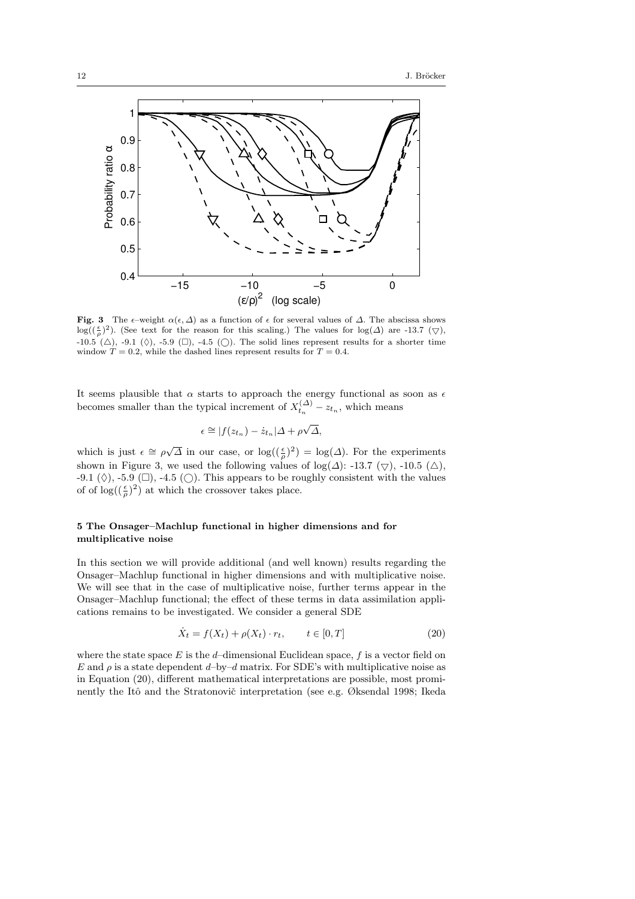**Fig. 3** The $\epsilon$–weight $\alpha(\epsilon, \Delta)$ as a function of $\epsilon$ for several values of $\Delta$. The abscissa shows $\log((\frac{\epsilon}{\rho})^2)$. (See text for the reason for this scaling.) The values for $\log(\Delta)$ are -13.7 ($\bigtriangledown$), -10.5 ($\bigtriangleup$), -9.1 ($\Diamond$), -5.9 ($\Box$), -4.5 ($\bigcirc$). The solid lines represent results for a shorter time window $T = 0.2$, while the dashed lines represent results for $T = 0.4$.

It seems plausible that $\alpha$ starts to approach the energy functional as soon as $\epsilon$ becomes smaller than the typical increment of $X^{(\Delta)}_{t_n} - z_{t_n}$, which means

$$\epsilon \cong |f(z_{t_n}) - \dot{z}_{t_n}|\Delta + \rho\sqrt{\Delta},$$

which is just $\epsilon \cong \rho\sqrt{\Delta}$ in our case, or $\log((\frac{\epsilon}{\rho})^2) = \log(\Delta)$. For the experiments shown in Figure 3, we used the following values of $\log(\Delta)$: -13.7 ($\bigtriangledown$), -10.5 ($\bigtriangleup$), -9.1 ($\Diamond$), -5.9 ($\Box$), -4.5 ($\bigcirc$). This appears to be roughly consistent with the values of of $\log((\frac{\epsilon}{\rho})^2)$ at which the crossover takes place.

## 5 The Onsager–Machlup functional in higher dimensions and for multiplicative noise

In this section we will provide additional (and well known) results regarding the Onsager–Machlup functional in higher dimensions and with multiplicative noise. We will see that in the case of multiplicative noise, further terms appear in the Onsager–Machlup functional; the effect of these terms in data assimilation applications remains to be investigated. We consider a general SDE

$$\dot{X}_t = f(X_t) + \rho(X_t) \cdot r_t, \qquad t \in [0, T] \tag{20}$$

where the state space $E$ is the $d$–dimensional Euclidean space, $f$ is a vector field on $E$ and $\rho$ is a state dependent $d$–by–$d$ matrix. For SDE's with multiplicative noise as in Equation (20), different mathematical interpretations are possible, most prominently the Itô and the Stratonovič interpretation (see e.g. Øksendal 1998; Ikeda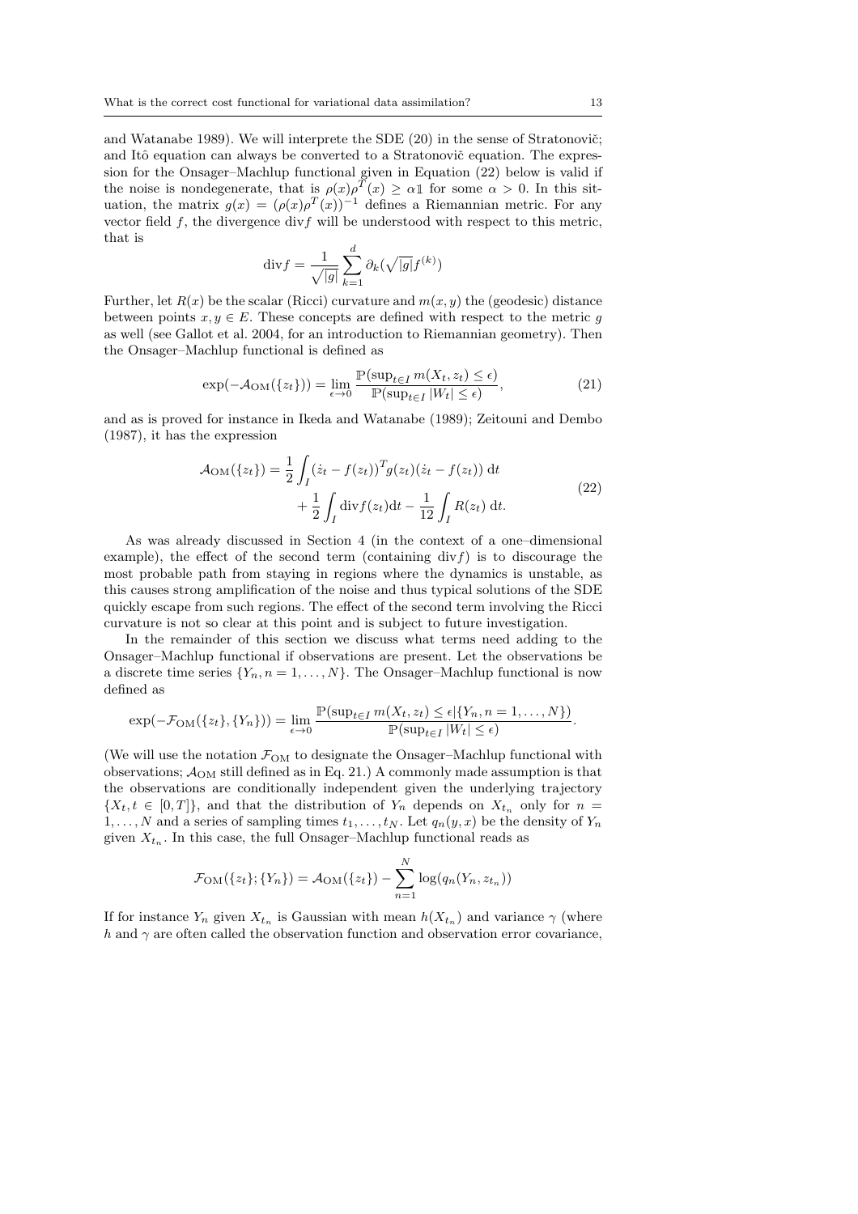and Watanabe 1989). We will interprete the SDE (20) in the sense of Stratonovič; and Itô equation can always be converted to a Stratonovič equation. The expression for the Onsager–Machlup functional given in Equation (22) below is valid if the noise is nondegenerate, that is $\rho(x)\rho^T(x) \geq \alpha \mathbb{1}$ for some $\alpha > 0$. In this situation, the matrix $g(x) = (\rho(x)\rho^T(x))^{-1}$ defines a Riemannian metric. For any vector field $f$, the divergence $\text{div} f$ will be understood with respect to this metric, that is

$$\text{div} f = \frac{1}{\sqrt{|g|}} \sum_{k=1}^{d} \partial_k (\sqrt{|g|} f^{(k)})$$

Further, let $R(x)$ be the scalar (Ricci) curvature and $m(x, y)$ the (geodesic) distance between points $x, y \in E$. These concepts are defined with respect to the metric $g$ as well (see Gallot et al. 2004, for an introduction to Riemannian geometry). Then the Onsager–Machlup functional is defined as

$$\exp(-\mathcal{A}_{\text{OM}}(\{z_t\})) = \lim_{\epsilon \to 0} \frac{\mathbb{P}(\sup_{t \in I} m(X_t, z_t) \leq \epsilon)}{\mathbb{P}(\sup_{t \in I} |W_t| \leq \epsilon)}, \tag{21}$$

and as is proved for instance in Ikeda and Watanabe (1989); Zeitouni and Dembo (1987), it has the expression

$$\begin{aligned} \mathcal{A}_{\text{OM}}(\{z_t\}) = \frac{1}{2} \int_I (\dot{z}_t - f(z_t))^T g(z_t) (\dot{z}_t - f(z_t)) \, \mathrm{d}t \\ + \frac{1}{2} \int_I \text{div} f(z_t) \mathrm{d}t - \frac{1}{12} \int_I R(z_t) \, \mathrm{d}t. \end{aligned} \tag{22}$$

As was already discussed in Section 4 (in the context of a one–dimensional example), the effect of the second term (containing $\text{div} f$) is to discourage the most probable path from staying in regions where the dynamics is unstable, as this causes strong amplification of the noise and thus typical solutions of the SDE quickly escape from such regions. The effect of the second term involving the Ricci curvature is not so clear at this point and is subject to future investigation.

In the remainder of this section we discuss what terms need adding to the Onsager–Machlup functional if observations are present. Let the observations be a discrete time series $\{Y_n, n = 1, \ldots, N\}$. The Onsager–Machlup functional is now defined as

$$\exp(-\mathcal{F}_{\text{OM}}(\{z_t\}, \{Y_n\})) = \lim_{\epsilon \to 0} \frac{\mathbb{P}(\sup_{t \in I} m(X_t, z_t) \leq \epsilon | \{Y_n, n = 1, \ldots, N\})}{\mathbb{P}(\sup_{t \in I} |W_t| \leq \epsilon)}.$$

(We will use the notation $\mathcal{F}_{\text{OM}}$ to designate the Onsager–Machlup functional with observations; $\mathcal{A}_{\text{OM}}$ still defined as in Eq. 21.) A commonly made assumption is that the observations are conditionally independent given the underlying trajectory $\{X_t, t \in [0, T]\}$, and that the distribution of $Y_n$ depends on $X_{t_n}$ only for $n = 1, \ldots, N$ and a series of sampling times $t_1, \ldots, t_N$. Let $q_n(y, x)$ be the density of $Y_n$ given $X_{t_n}$. In this case, the full Onsager–Machlup functional reads as

$$\mathcal{F}_{\text{OM}}(\{z_t\}; \{Y_n\}) = \mathcal{A}_{\text{OM}}(\{z_t\}) - \sum_{n=1}^{N} \log(q_n(Y_n, z_{t_n}))$$

If for instance $Y_n$ given $X_{t_n}$ is Gaussian with mean $h(X_{t_n})$ and variance $\gamma$ (where $h$ and $\gamma$ are often called the observation function and observation error covariance,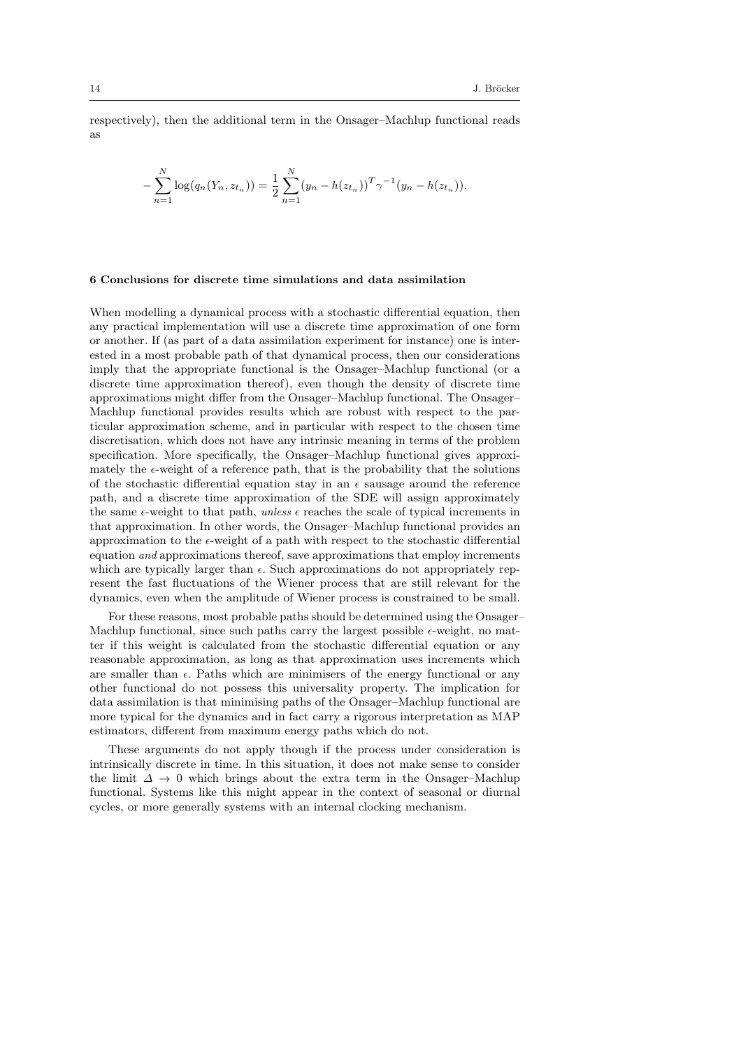respectively), then the additional term in the Onsager–Machlup functional reads as

$$-\sum_{n=1}^{N} \log(q_n(Y_n, z_{t_n})) = \frac{1}{2} \sum_{n=1}^{N} (y_n - h(z_{t_n}))^T \gamma^{-1} (y_n - h(z_{t_n})).$$

## 6 Conclusions for discrete time simulations and data assimilation

When modelling a dynamical process with a stochastic differential equation, then any practical implementation will use a discrete time approximation of one form or another. If (as part of a data assimilation experiment for instance) one is interested in a most probable path of that dynamical process, then our considerations imply that the appropriate functional is the Onsager–Machlup functional (or a discrete time approximation thereof), even though the density of discrete time approximations might differ from the Onsager–Machlup functional. The Onsager–Machlup functional provides results which are robust with respect to the particular approximation scheme, and in particular with respect to the chosen time discretisation, which does not have any intrinsic meaning in terms of the problem specification. More specifically, the Onsager–Machlup functional gives approximately the $\epsilon$-weight of a reference path, that is the probability that the solutions of the stochastic differential equation stay in an $\epsilon$ sausage around the reference path, and a discrete time approximation of the SDE will assign approximately the same $\epsilon$-weight to that path, *unless* $\epsilon$ reaches the scale of typical increments in that approximation. In other words, the Onsager–Machlup functional provides an approximation to the $\epsilon$-weight of a path with respect to the stochastic differential equation *and* approximations thereof, save approximations that employ increments which are typically larger than $\epsilon$. Such approximations do not appropriately represent the fast fluctuations of the Wiener process that are still relevant for the dynamics, even when the amplitude of Wiener process is constrained to be small.

For these reasons, most probable paths should be determined using the Onsager–Machlup functional, since such paths carry the largest possible $\epsilon$-weight, no matter if this weight is calculated from the stochastic differential equation or any reasonable approximation, as long as that approximation uses increments which are smaller than $\epsilon$. Paths which are minimisers of the energy functional or any other functional do not possess this universality property. The implication for data assimilation is that minimising paths of the Onsager–Machlup functional are more typical for the dynamics and in fact carry a rigorous interpretation as MAP estimators, different from maximum energy paths which do not.

These arguments do not apply though if the process under consideration is intrinsically discrete in time. In this situation, it does not make sense to consider the limit $\Delta \to 0$ which brings about the extra term in the Onsager–Machlup functional. Systems like this might appear in the context of seasonal or diurnal cycles, or more generally systems with an internal clocking mechanism.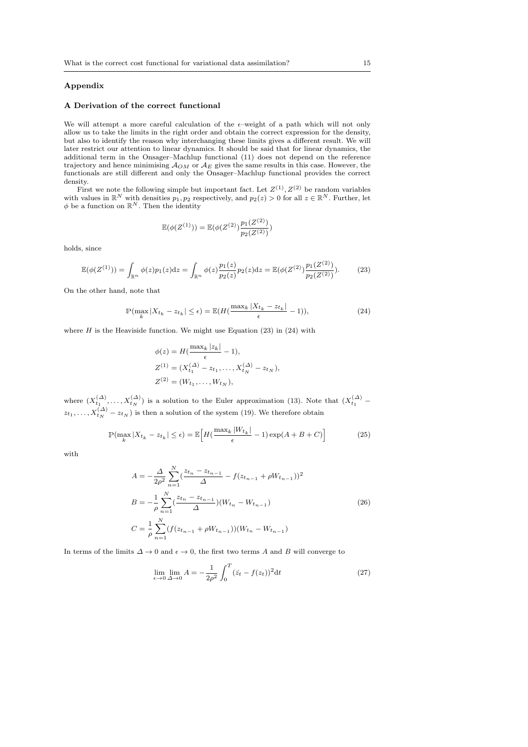## Appendix

### A Derivation of the correct functional

We will attempt a more careful calculation of the $\epsilon$–weight of a path which will not only allow us to take the limits in the right order and obtain the correct expression for the density, but also to identify the reason why interchanging these limits gives a different result. We will later restrict our attention to linear dynamics. It should be said that for linear dynamics, the additional term in the Onsager–Machlup functional (11) does not depend on the reference trajectory and hence minimising $\mathcal{A}_{OM}$ or $\mathcal{A}_E$ gives the same results in this case. However, the functionals are still different and only the Onsager–Machlup functional provides the correct density.

First we note the following simple but important fact. Let $Z^{(1)}, Z^{(2)}$ be random variables with values in $\mathbb{R}^N$ with densities $p_1, p_2$ respectively, and $p_2(z) > 0$ for all $z \in \mathbb{R}^N$. Further, let $\phi$ be a function on $\mathbb{R}^N$. Then the identity

$$\mathbb{E}(\phi(Z^{(1)})) = \mathbb{E}(\phi(Z^{(2)})\frac{p_1(Z^{(2)})}{p_2(Z^{(2)})})$$

holds, since

$$\mathbb{E}(\phi(Z^{(1)})) = \int_{\mathbb{R}^n} \phi(z)p_1(z)\mathrm{d}z = \int_{\mathbb{R}^n} \phi(z)\frac{p_1(z)}{p_2(z)}p_2(z)\mathrm{d}z = \mathbb{E}(\phi(Z^{(2)})\frac{p_1(Z^{(2)})}{p_2(Z^{(2)})}). \tag{23}$$

On the other hand, note that

$$\mathbb{P}(\max_k |X_{t_k} - z_{t_k}| \le \epsilon) = \mathbb{E}(H(\frac{\max_k |X_{t_k} - z_{t_k}|}{\epsilon} - 1)), \tag{24}$$

where $H$ is the Heaviside function. We might use Equation (23) in (24) with

$$\begin{aligned}
&\phi(z) = H(\frac{\max_k |z_k|}{\epsilon} - 1),\\
&Z^{(1)} = (X^{(\Delta)}_{t_1} - z_{t_1}, \dots, X^{(\Delta)}_{t_N} - z_{t_N}),\\
&Z^{(2)} = (W_{t_1}, \dots, W_{t_N}),
\end{aligned}$$

where $(X^{(\Delta)}_{t_1}, \dots, X^{(\Delta)}_{t_N})$ is a solution to the Euler approximation (13). Note that $(X^{(\Delta)}_{t_1} - z_{t_1}, \dots, X^{(\Delta)}_{t_N} - z_{t_N})$ is then a solution of the system (19). We therefore obtain

$$\mathbb{P}(\max_k |X_{t_k} - z_{t_k}| \le \epsilon) = \mathbb{E}\Big[H(\frac{\max_k |W_{t_k}|}{\epsilon} - 1)\exp(A + B + C)\Big] \tag{25}$$

with

$$\begin{aligned}
A &= -\frac{\Delta}{2\rho^2}\sum_{n=1}^{N}(\frac{z_{t_n} - z_{t_{n-1}}}{\Delta} - f(z_{t_{n-1}} + \rho W_{t_{n-1}}))^2\\
B &= -\frac{1}{\rho}\sum_{n=1}^{N}(\frac{z_{t_n} - z_{t_{n-1}}}{\Delta})(W_{t_n} - W_{t_{n-1}})\\
C &= \frac{1}{\rho}\sum_{n=1}^{N}(f(z_{t_{n-1}} + \rho W_{t_{n-1}}))(W_{t_n} - W_{t_{n-1}})
\end{aligned} \tag{26}$$

In terms of the limits $\Delta \to 0$ and $\epsilon \to 0$, the first two terms $A$ and $B$ will converge to

$$\lim_{\epsilon\to 0}\lim_{\Delta\to 0} A = -\frac{1}{2\rho^2}\int_0^T (\dot{z_t} - f(z_t))^2\mathrm{d}t \tag{27}$$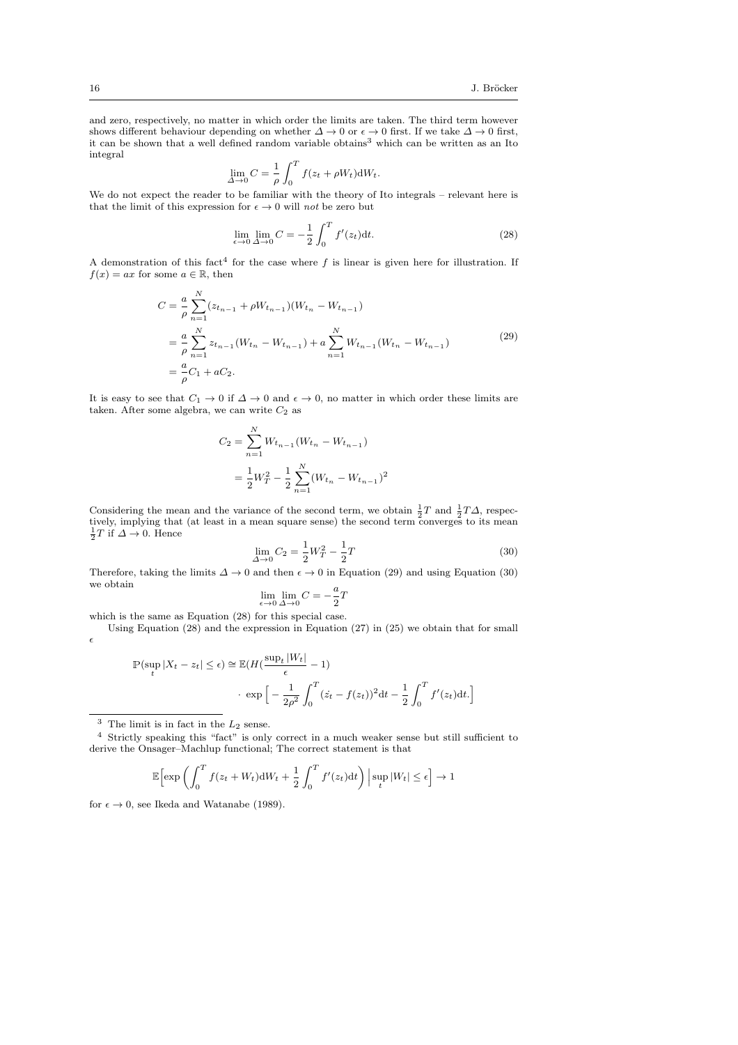and zero, respectively, no matter in which order the limits are taken. The third term however shows different behaviour depending on whether $\Delta \to 0$ or $\epsilon \to 0$ first. If we take $\Delta \to 0$ first, it can be shown that a well defined random variable obtains[3] which can be written as an Ito integral

$$\lim_{\Delta \to 0} C = \frac{1}{\rho} \int_0^T f(z_t + \rho W_t) \mathrm{d}W_t.$$

We do not expect the reader to be familiar with the theory of Ito integrals – relevant here is that the limit of this expression for $\epsilon \to 0$ will *not* be zero but

$$\lim_{\epsilon \to 0} \lim_{\Delta \to 0} C = -\frac{1}{2} \int_0^T f'(z_t) \mathrm{d}t. \tag{28}$$

A demonstration of this fact[4] for the case where $f$ is linear is given here for illustration. If $f(x) = ax$ for some $a \in \mathbb{R}$, then

$$\begin{aligned} C &= \frac{a}{\rho} \sum_{n=1}^{N} (z_{t_{n-1}} + \rho W_{t_{n-1}})(W_{t_n} - W_{t_{n-1}}) \\ &= \frac{a}{\rho} \sum_{n=1}^{N} z_{t_{n-1}} (W_{t_n} - W_{t_{n-1}}) + a \sum_{n=1}^{N} W_{t_{n-1}} (W_{t_n} - W_{t_{n-1}}) \\ &= \frac{a}{\rho} C_1 + a C_2. \end{aligned} \tag{29}$$

It is easy to see that $C_1 \to 0$ if $\Delta \to 0$ and $\epsilon \to 0$, no matter in which order these limits are taken. After some algebra, we can write $C_2$ as

$$\begin{aligned} C_2 &= \sum_{n=1}^{N} W_{t_{n-1}} (W_{t_n} - W_{t_{n-1}}) \\ &= \frac{1}{2} W_T^2 - \frac{1}{2} \sum_{n=1}^{N} (W_{t_n} - W_{t_{n-1}})^2 \end{aligned}$$

Considering the mean and the variance of the second term, we obtain $\frac{1}{2}T$ and $\frac{1}{2}T\Delta$, respectively, implying that (at least in a mean square sense) the second term converges to its mean $\frac{1}{2}T$ if $\Delta \to 0$. Hence

$$\lim_{\Delta \to 0} C_2 = \frac{1}{2} W_T^2 - \frac{1}{2} T \tag{30}$$

Therefore, taking the limits $\Delta \to 0$ and then $\epsilon \to 0$ in Equation (29) and using Equation (30) we obtain

$$\lim_{\epsilon \to 0} \lim_{\Delta \to 0} C = -\frac{a}{2} T$$

which is the same as Equation (28) for this special case.

Using Equation (28) and the expression in Equation (27) in (25) we obtain that for small $\epsilon$

$$\begin{aligned} \mathbb{P}(\sup_t |X_t - z_t| \leq \epsilon) \cong \mathbb{E}(H(\frac{\sup_t |W_t|}{\epsilon} - 1) \\ \cdot \exp\Big[ -\frac{1}{2\rho^2} \int_0^T (\dot{z_t} - f(z_t))^2 \mathrm{d}t - \frac{1}{2} \int_0^T f'(z_t) \mathrm{d}t. \Big] \end{aligned}$$

---

[3] The limit is in fact in the $L_2$ sense.

[4] Strictly speaking this "fact" is only correct in a much weaker sense but still sufficient to derive the Onsager–Machlup functional; The correct statement is that

$$\mathbb{E}\Big[ \exp\Big( \int_0^T f(z_t + W_t) \mathrm{d}W_t + \frac{1}{2} \int_0^T f'(z_t) \mathrm{d}t \Big) \Big| \sup_t |W_t| \leq \epsilon \Big] \to 1$$

for $\epsilon \to 0$, see Ikeda and Watanabe (1989).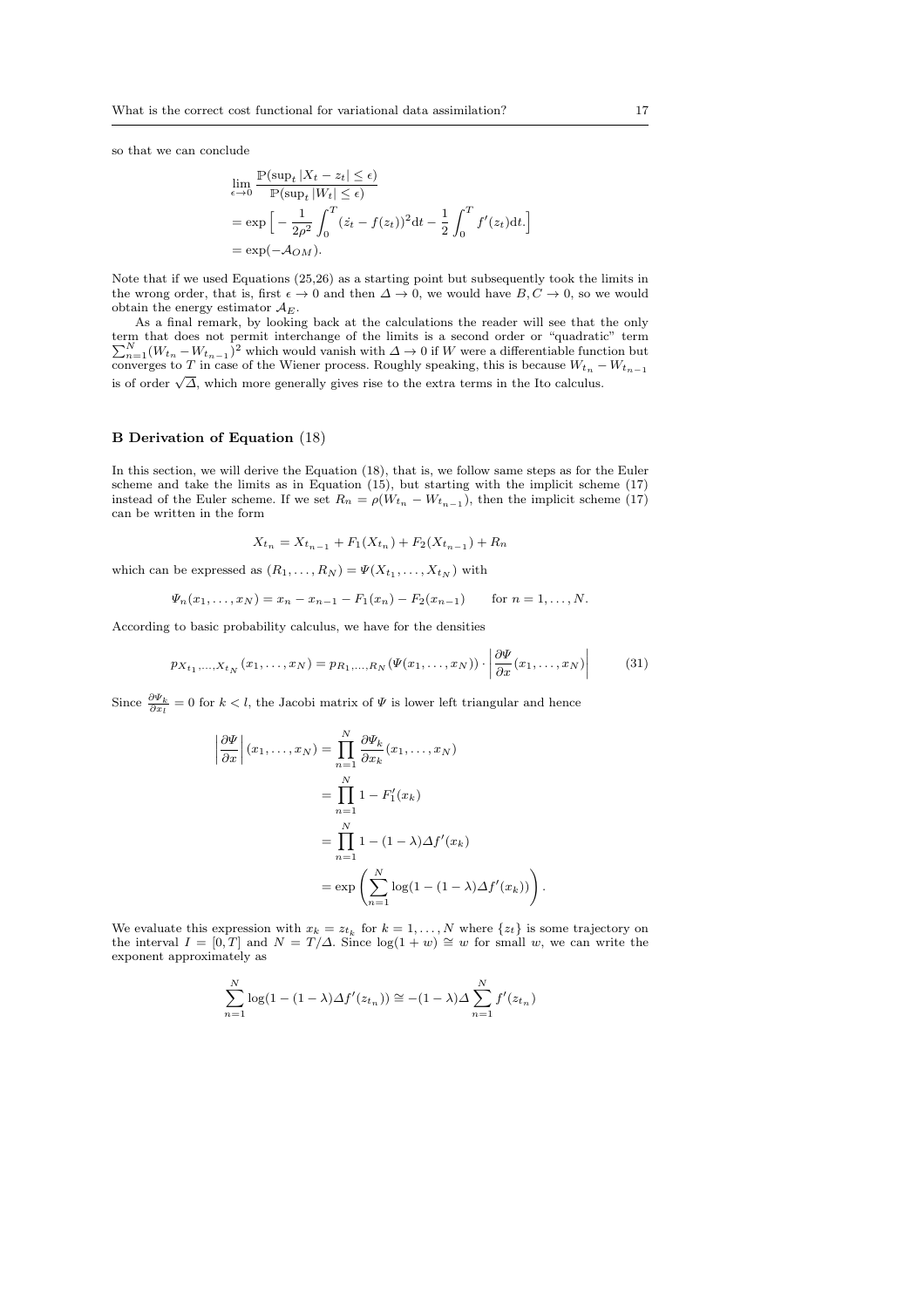so that we can conclude

$$
\begin{aligned}
&\lim_{\epsilon\to 0} \frac{\mathbb{P}(\sup_t |X_t - z_t| \leq \epsilon)}{\mathbb{P}(\sup_t |W_t| \leq \epsilon)} \\
&= \exp\Big[ -\frac{1}{2\rho^2}\int_0^T (\dot{z}_t - f(z_t))^2 \mathrm{d}t - \frac{1}{2}\int_0^T f'(z_t)\mathrm{d}t. \Big] \\
&= \exp(-\mathcal{A}_{OM}).
\end{aligned}
$$

Note that if we used Equations (25,26) as a starting point but subsequently took the limits in the wrong order, that is, first $\epsilon \to 0$ and then $\Delta \to 0$, we would have $B, C \to 0$, so we would obtain the energy estimator $\mathcal{A}_E$.

As a final remark, by looking back at the calculations the reader will see that the only term that does not permit interchange of the limits is a second order or "quadratic" term $\sum_{n=1}^{N}(W_{t_n} - W_{t_{n-1}})^2$ which would vanish with $\Delta \to 0$ if $W$ were a differentiable function but converges to $T$ in case of the Wiener process. Roughly speaking, this is because $W_{t_n} - W_{t_{n-1}}$ is of order $\sqrt{\Delta}$, which more generally gives rise to the extra terms in the Ito calculus.

## B Derivation of Equation (18)

In this section, we will derive the Equation (18), that is, we follow same steps as for the Euler scheme and take the limits as in Equation (15), but starting with the implicit scheme (17) instead of the Euler scheme. If we set $R_n = \rho(W_{t_n} - W_{t_{n-1}})$, then the implicit scheme (17) can be written in the form

$$
X_{t_n} = X_{t_{n-1}} + F_1(X_{t_n}) + F_2(X_{t_{n-1}}) + R_n
$$

which can be expressed as $(R_1, \ldots, R_N) = \Psi(X_{t_1}, \ldots, X_{t_N})$ with

$$
\Psi_n(x_1, \ldots, x_N) = x_n - x_{n-1} - F_1(x_n) - F_2(x_{n-1}) \qquad \text{for } n = 1, \ldots, N.
$$

According to basic probability calculus, we have for the densities

$$
p_{X_{t_1},\ldots,X_{t_N}}(x_1, \ldots, x_N) = p_{R_1,\ldots,R_N}(\Psi(x_1, \ldots, x_N)) \cdot \left| \frac{\partial \Psi}{\partial x}(x_1, \ldots, x_N) \right| \tag{31}
$$

Since $\frac{\partial \Psi_k}{\partial x_l} = 0$ for $k < l$, the Jacobi matrix of $\Psi$ is lower left triangular and hence

$$
\begin{aligned}
\left| \frac{\partial \Psi}{\partial x} \right| (x_1, \ldots, x_N) &= \prod_{n=1}^{N} \frac{\partial \Psi_k}{\partial x_k}(x_1, \ldots, x_N) \\
&= \prod_{n=1}^{N} 1 - F_1'(x_k) \\
&= \prod_{n=1}^{N} 1 - (1-\lambda)\Delta f'(x_k) \\
&= \exp\left( \sum_{n=1}^{N} \log(1 - (1-\lambda)\Delta f'(x_k)) \right).
\end{aligned}
$$

We evaluate this expression with $x_k = z_{t_k}$ for $k = 1, \ldots, N$ where $\{z_t\}$ is some trajectory on the interval $I = [0, T]$ and $N = T/\Delta$. Since $\log(1 + w) \cong w$ for small $w$, we can write the exponent approximately as

$$
\sum_{n=1}^{N} \log(1 - (1-\lambda)\Delta f'(z_{t_n})) \cong -(1-\lambda)\Delta \sum_{n=1}^{N} f'(z_{t_n})
$$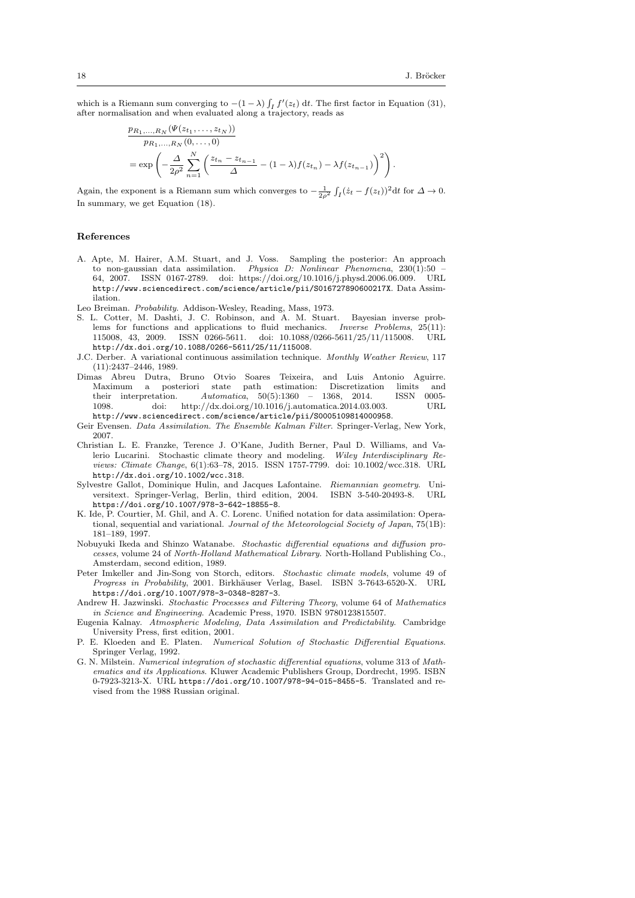which is a Riemann sum converging to $-(1-\lambda)\int_I f'(z_t)\,\mathrm{d}t$. The first factor in Equation (31), after normalisation and when evaluated along a trajectory, reads as

$$
\begin{aligned}
&\frac{p_{R_1,\ldots,R_N}(\Psi(z_{t_1},\ldots,z_{t_N}))}{p_{R_1,\ldots,R_N}(0,\ldots,0)} \\
&= \exp\left(-\frac{\Delta}{2\rho^2}\sum_{n=1}^{N}\left(\frac{z_{t_n}-z_{t_{n-1}}}{\Delta}-(1-\lambda)f(z_{t_n})-\lambda f(z_{t_{n-1}})\right)^2\right).
\end{aligned}
$$

Again, the exponent is a Riemann sum which converges to $-\frac{1}{2\rho^2}\int_I(\dot{z}_t - f(z_t))^2\mathrm{d}t$ for $\Delta \to 0$. In summary, we get Equation (18).

## References

A. Apte, M. Hairer, A.M. Stuart, and J. Voss. Sampling the posterior: An approach to non-gaussian data assimilation. *Physica D: Nonlinear Phenomena*, 230(1):50 – 64, 2007. ISSN 0167-2789. doi: https://doi.org/10.1016/j.physd.2006.06.009. URL http://www.sciencedirect.com/science/article/pii/S016727890600217X. Data Assimilation.

Leo Breiman. *Probability*. Addison-Wesley, Reading, Mass, 1973.

S. L. Cotter, M. Dashti, J. C. Robinson, and A. M. Stuart. Bayesian inverse problems for functions and applications to fluid mechanics. *Inverse Problems*, 25(11): 115008, 43, 2009. ISSN 0266-5611. doi: 10.1088/0266-5611/25/11/115008. URL http://dx.doi.org/10.1088/0266-5611/25/11/115008.

J.C. Derber. A variational continuous assimilation technique. *Monthly Weather Review*, 117 (11):2437–2446, 1989.

Dimas Abreu Dutra, Bruno Otvio Soares Teixeira, and Luis Antonio Aguirre. Maximum a posteriori state path estimation: Discretization limits and their interpretation. *Automatica*, 50(5):1360 – 1368, 2014. ISSN 0005-1098. doi: http://dx.doi.org/10.1016/j.automatica.2014.03.003. URL http://www.sciencedirect.com/science/article/pii/S0005109814000958.

Geir Evensen. *Data Assimilation. The Ensemble Kalman Filter*. Springer-Verlag, New York, 2007.

Christian L. E. Franzke, Terence J. O'Kane, Judith Berner, Paul D. Williams, and Valerio Lucarini. Stochastic climate theory and modeling. *Wiley Interdisciplinary Reviews: Climate Change*, 6(1):63–78, 2015. ISSN 1757-7799. doi: 10.1002/wcc.318. URL http://dx.doi.org/10.1002/wcc.318.

Sylvestre Gallot, Dominique Hulin, and Jacques Lafontaine. *Riemannian geometry*. Universitext. Springer-Verlag, Berlin, third edition, 2004. ISBN 3-540-20493-8. URL https://doi.org/10.1007/978-3-642-18855-8.

K. Ide, P. Courtier, M. Ghil, and A. C. Lorenc. Unified notation for data assimilation: Operational, sequential and variational. *Journal of the Meteorologcial Society of Japan*, 75(1B): 181–189, 1997.

Nobuyuki Ikeda and Shinzo Watanabe. *Stochastic differential equations and diffusion processes*, volume 24 of *North-Holland Mathematical Library*. North-Holland Publishing Co., Amsterdam, second edition, 1989.

Peter Imkeller and Jin-Song von Storch, editors. *Stochastic climate models*, volume 49 of *Progress in Probability*, 2001. Birkhäuser Verlag, Basel. ISBN 3-7643-6520-X. URL https://doi.org/10.1007/978-3-0348-8287-3.

Andrew H. Jazwinski. *Stochastic Processes and Filtering Theory*, volume 64 of *Mathematics in Science and Engineering*. Academic Press, 1970. ISBN 9780123815507.

Eugenia Kalnay. *Atmospheric Modeling, Data Assimilation and Predictability*. Cambridge University Press, first edition, 2001.

P. E. Kloeden and E. Platen. *Numerical Solution of Stochastic Differential Equations*. Springer Verlag, 1992.

G. N. Milstein. *Numerical integration of stochastic differential equations*, volume 313 of *Mathematics and its Applications*. Kluwer Academic Publishers Group, Dordrecht, 1995. ISBN 0-7923-3213-X. URL https://doi.org/10.1007/978-94-015-8455-5. Translated and revised from the 1988 Russian original.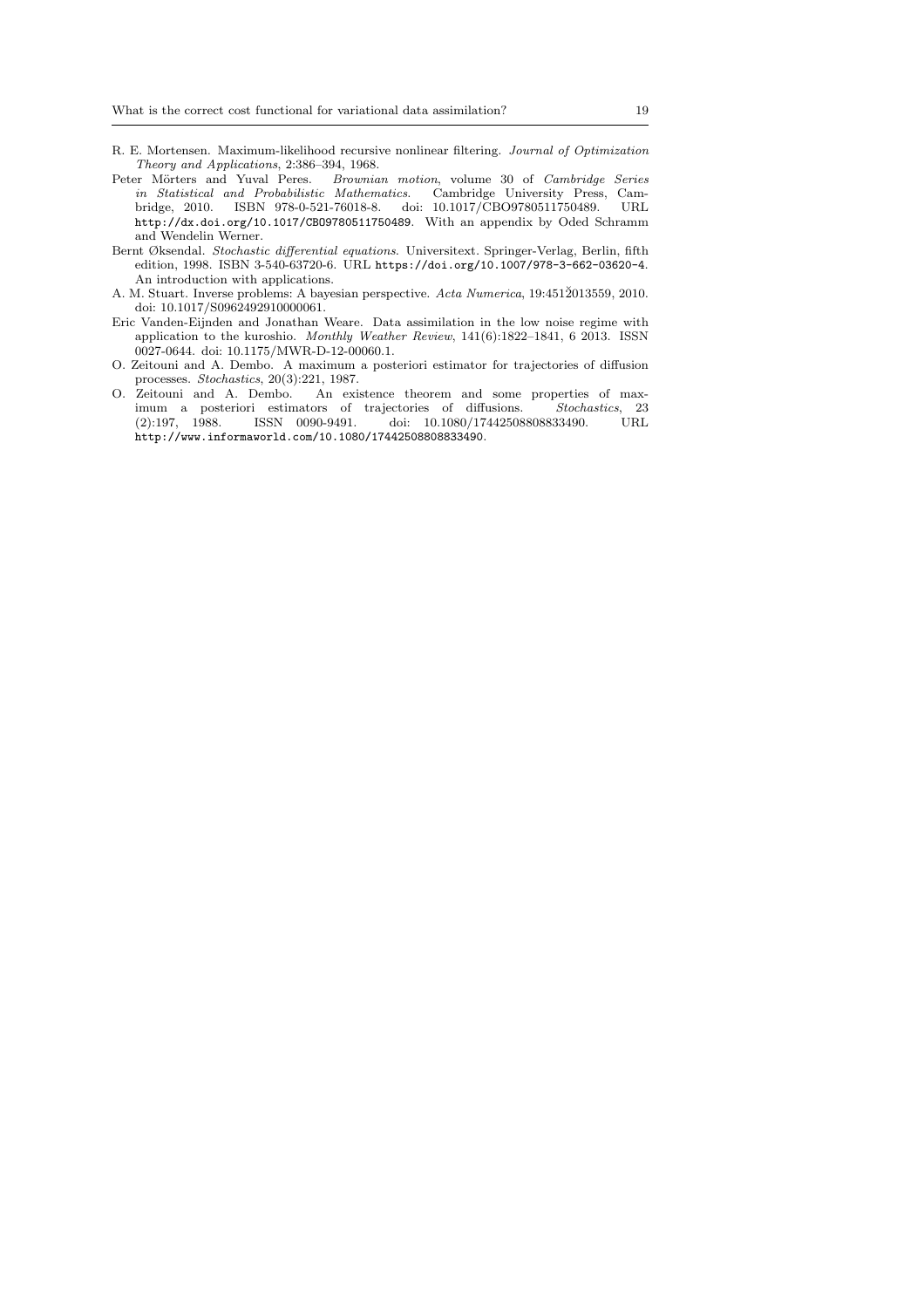R. E. Mortensen. Maximum-likelihood recursive nonlinear filtering. *Journal of Optimization Theory and Applications*, 2:386–394, 1968.

Peter Mörters and Yuval Peres. *Brownian motion*, volume 30 of *Cambridge Series in Statistical and Probabilistic Mathematics*. Cambridge University Press, Cambridge, 2010. ISBN 978-0-521-76018-8. doi: 10.1017/CBO9780511750489. URL http://dx.doi.org/10.1017/CBO9780511750489. With an appendix by Oded Schramm and Wendelin Werner.

Bernt Øksendal. *Stochastic differential equations*. Universitext. Springer-Verlag, Berlin, fifth edition, 1998. ISBN 3-540-63720-6. URL https://doi.org/10.1007/978-3-662-03620-4. An introduction with applications.

A. M. Stuart. Inverse problems: A bayesian perspective. *Acta Numerica*, 19:451Ž013559, 2010. doi: 10.1017/S0962492910000061.

Eric Vanden-Eijnden and Jonathan Weare. Data assimilation in the low noise regime with application to the kuroshio. *Monthly Weather Review*, 141(6):1822–1841, 6 2013. ISSN 0027-0644. doi: 10.1175/MWR-D-12-00060.1.

O. Zeitouni and A. Dembo. A maximum a posteriori estimator for trajectories of diffusion processes. *Stochastics*, 20(3):221, 1987.

O. Zeitouni and A. Dembo. An existence theorem and some properties of maximum a posteriori estimators of trajectories of diffusions. *Stochastics*, 23 (2):197, 1988. ISSN 0090-9491. doi: 10.1080/17442508808833490. URL http://www.informaworld.com/10.1080/17442508808833490.